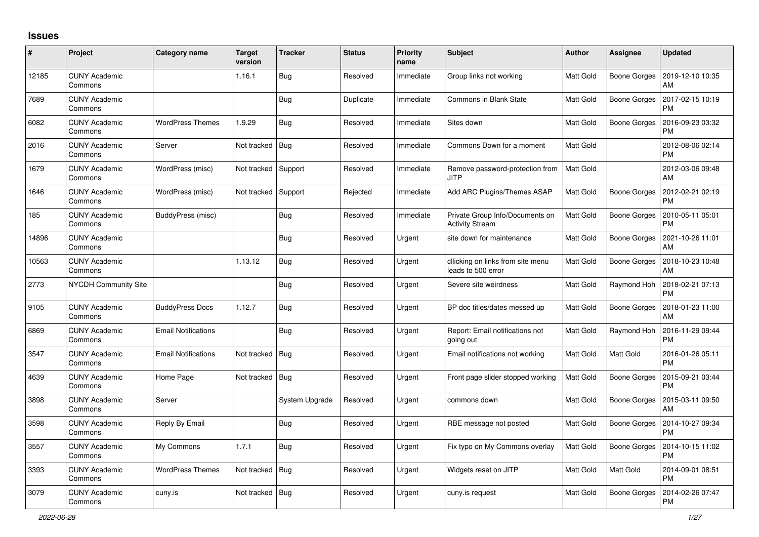# Issues

| # | Project | Category name | Target version | Tracker | Status | Priority name | Subject | Author | Assignee | Updated |
|---|---|---|---|---|---|---|---|---|---|---|
| 12185 | CUNY Academic Commons | | 1.16.1 | Bug | Resolved | Immediate | Group links not working | Matt Gold | Boone Gorges | 2019-12-10 10:35 AM |
| 7689 | CUNY Academic Commons | | | Bug | Duplicate | Immediate | Commons in Blank State | Matt Gold | Boone Gorges | 2017-02-15 10:19 PM |
| 6082 | CUNY Academic Commons | WordPress Themes | 1.9.29 | Bug | Resolved | Immediate | Sites down | Matt Gold | Boone Gorges | 2016-09-23 03:32 PM |
| 2016 | CUNY Academic Commons | Server | Not tracked | Bug | Resolved | Immediate | Commons Down for a moment | Matt Gold | | 2012-08-06 02:14 PM |
| 1679 | CUNY Academic Commons | WordPress (misc) | Not tracked | Support | Resolved | Immediate | Remove password-protection from JITP | Matt Gold | | 2012-03-06 09:48 AM |
| 1646 | CUNY Academic Commons | WordPress (misc) | Not tracked | Support | Rejected | Immediate | Add ARC Plugins/Themes ASAP | Matt Gold | Boone Gorges | 2012-02-21 02:19 PM |
| 185 | CUNY Academic Commons | BuddyPress (misc) | | Bug | Resolved | Immediate | Private Group Info/Documents on Activity Stream | Matt Gold | Boone Gorges | 2010-05-11 05:01 PM |
| 14896 | CUNY Academic Commons | | | Bug | Resolved | Urgent | site down for maintenance | Matt Gold | Boone Gorges | 2021-10-26 11:01 AM |
| 10563 | CUNY Academic Commons | | 1.13.12 | Bug | Resolved | Urgent | cllicking on links from site menu leads to 500 error | Matt Gold | Boone Gorges | 2018-10-23 10:48 AM |
| 2773 | NYCDH Community Site | | | Bug | Resolved | Urgent | Severe site weirdness | Matt Gold | Raymond Hoh | 2018-02-21 07:13 PM |
| 9105 | CUNY Academic Commons | BuddyPress Docs | 1.12.7 | Bug | Resolved | Urgent | BP doc titles/dates messed up | Matt Gold | Boone Gorges | 2018-01-23 11:00 AM |
| 6869 | CUNY Academic Commons | Email Notifications | | Bug | Resolved | Urgent | Report: Email notifications not going out | Matt Gold | Raymond Hoh | 2016-11-29 09:44 PM |
| 3547 | CUNY Academic Commons | Email Notifications | Not tracked | Bug | Resolved | Urgent | Email notifications not working | Matt Gold | Matt Gold | 2016-01-26 05:11 PM |
| 4639 | CUNY Academic Commons | Home Page | Not tracked | Bug | Resolved | Urgent | Front page slider stopped working | Matt Gold | Boone Gorges | 2015-09-21 03:44 PM |
| 3898 | CUNY Academic Commons | Server | | System Upgrade | Resolved | Urgent | commons down | Matt Gold | Boone Gorges | 2015-03-11 09:50 AM |
| 3598 | CUNY Academic Commons | Reply By Email | | Bug | Resolved | Urgent | RBE message not posted | Matt Gold | Boone Gorges | 2014-10-27 09:34 PM |
| 3557 | CUNY Academic Commons | My Commons | 1.7.1 | Bug | Resolved | Urgent | Fix typo on My Commons overlay | Matt Gold | Boone Gorges | 2014-10-15 11:02 PM |
| 3393 | CUNY Academic Commons | WordPress Themes | Not tracked | Bug | Resolved | Urgent | Widgets reset on JITP | Matt Gold | Matt Gold | 2014-09-01 08:51 PM |
| 3079 | CUNY Academic Commons | cuny.is | Not tracked | Bug | Resolved | Urgent | cuny.is request | Matt Gold | Boone Gorges | 2014-02-26 07:47 PM |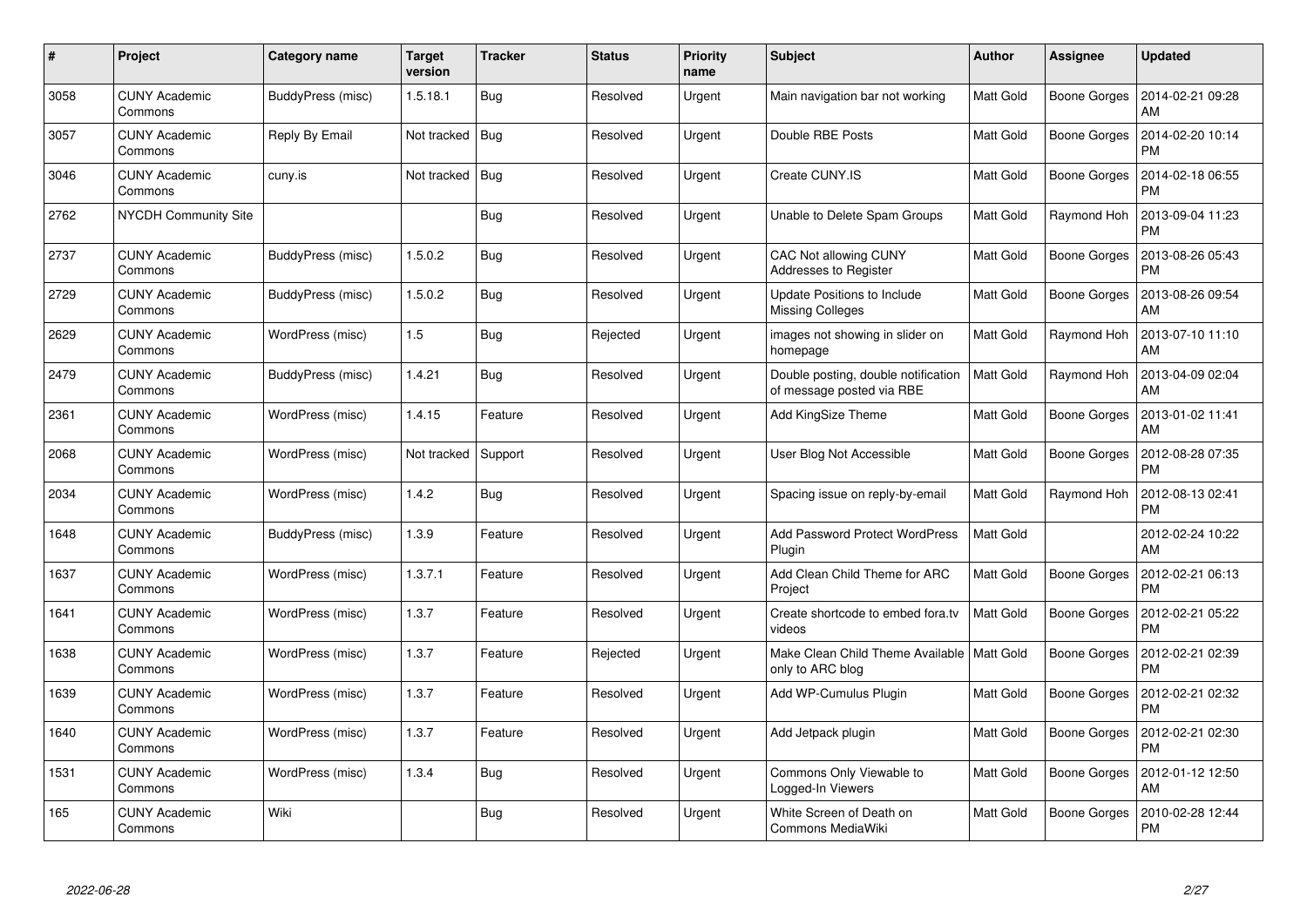| # | Project | Category name | Target version | Tracker | Status | Priority name | Subject | Author | Assignee | Updated |
|---|---|---|---|---|---|---|---|---|---|---|
| 3058 | CUNY Academic Commons | BuddyPress (misc) | 1.5.18.1 | Bug | Resolved | Urgent | Main navigation bar not working | Matt Gold | Boone Gorges | 2014-02-21 09:28 AM |
| 3057 | CUNY Academic Commons | Reply By Email | Not tracked | Bug | Resolved | Urgent | Double RBE Posts | Matt Gold | Boone Gorges | 2014-02-20 10:14 PM |
| 3046 | CUNY Academic Commons | cuny.is | Not tracked | Bug | Resolved | Urgent | Create CUNY.IS | Matt Gold | Boone Gorges | 2014-02-18 06:55 PM |
| 2762 | NYCDH Community Site | | | Bug | Resolved | Urgent | Unable to Delete Spam Groups | Matt Gold | Raymond Hoh | 2013-09-04 11:23 PM |
| 2737 | CUNY Academic Commons | BuddyPress (misc) | 1.5.0.2 | Bug | Resolved | Urgent | CAC Not allowing CUNY Addresses to Register | Matt Gold | Boone Gorges | 2013-08-26 05:43 PM |
| 2729 | CUNY Academic Commons | BuddyPress (misc) | 1.5.0.2 | Bug | Resolved | Urgent | Update Positions to Include Missing Colleges | Matt Gold | Boone Gorges | 2013-08-26 09:54 AM |
| 2629 | CUNY Academic Commons | WordPress (misc) | 1.5 | Bug | Rejected | Urgent | images not showing in slider on homepage | Matt Gold | Raymond Hoh | 2013-07-10 11:10 AM |
| 2479 | CUNY Academic Commons | BuddyPress (misc) | 1.4.21 | Bug | Resolved | Urgent | Double posting, double notification of message posted via RBE | Matt Gold | Raymond Hoh | 2013-04-09 02:04 AM |
| 2361 | CUNY Academic Commons | WordPress (misc) | 1.4.15 | Feature | Resolved | Urgent | Add KingSize Theme | Matt Gold | Boone Gorges | 2013-01-02 11:41 AM |
| 2068 | CUNY Academic Commons | WordPress (misc) | Not tracked | Support | Resolved | Urgent | User Blog Not Accessible | Matt Gold | Boone Gorges | 2012-08-28 07:35 PM |
| 2034 | CUNY Academic Commons | WordPress (misc) | 1.4.2 | Bug | Resolved | Urgent | Spacing issue on reply-by-email | Matt Gold | Raymond Hoh | 2012-08-13 02:41 PM |
| 1648 | CUNY Academic Commons | BuddyPress (misc) | 1.3.9 | Feature | Resolved | Urgent | Add Password Protect WordPress Plugin | Matt Gold | | 2012-02-24 10:22 AM |
| 1637 | CUNY Academic Commons | WordPress (misc) | 1.3.7.1 | Feature | Resolved | Urgent | Add Clean Child Theme for ARC Project | Matt Gold | Boone Gorges | 2012-02-21 06:13 PM |
| 1641 | CUNY Academic Commons | WordPress (misc) | 1.3.7 | Feature | Resolved | Urgent | Create shortcode to embed fora.tv videos | Matt Gold | Boone Gorges | 2012-02-21 05:22 PM |
| 1638 | CUNY Academic Commons | WordPress (misc) | 1.3.7 | Feature | Rejected | Urgent | Make Clean Child Theme Available only to ARC blog | Matt Gold | Boone Gorges | 2012-02-21 02:39 PM |
| 1639 | CUNY Academic Commons | WordPress (misc) | 1.3.7 | Feature | Resolved | Urgent | Add WP-Cumulus Plugin | Matt Gold | Boone Gorges | 2012-02-21 02:32 PM |
| 1640 | CUNY Academic Commons | WordPress (misc) | 1.3.7 | Feature | Resolved | Urgent | Add Jetpack plugin | Matt Gold | Boone Gorges | 2012-02-21 02:30 PM |
| 1531 | CUNY Academic Commons | WordPress (misc) | 1.3.4 | Bug | Resolved | Urgent | Commons Only Viewable to Logged-In Viewers | Matt Gold | Boone Gorges | 2012-01-12 12:50 AM |
| 165 | CUNY Academic Commons | Wiki | | Bug | Resolved | Urgent | White Screen of Death on Commons MediaWiki | Matt Gold | Boone Gorges | 2010-02-28 12:44 PM |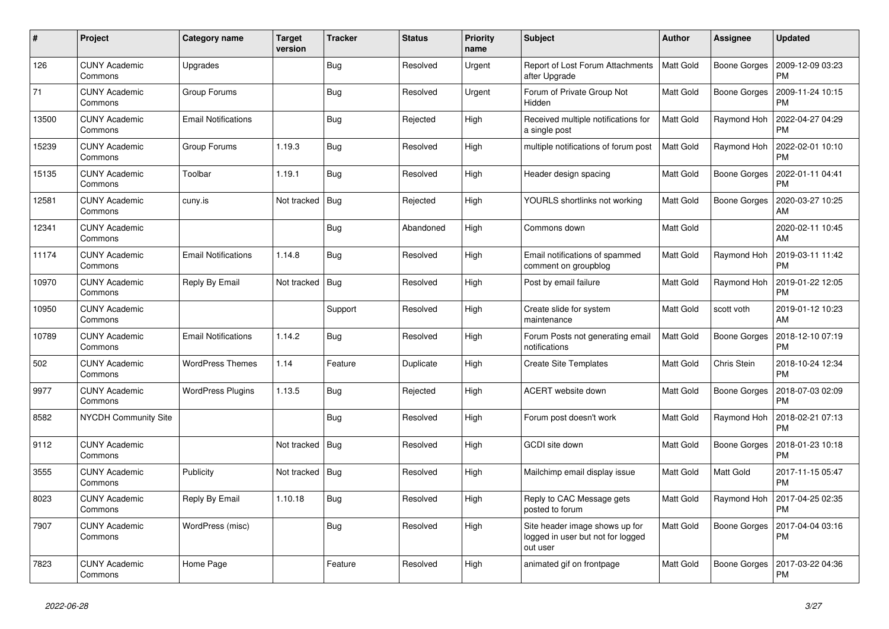| # | Project | Category name | Target version | Tracker | Status | Priority name | Subject | Author | Assignee | Updated |
|---|---|---|---|---|---|---|---|---|---|---|
| 126 | CUNY Academic Commons | Upgrades | | Bug | Resolved | Urgent | Report of Lost Forum Attachments after Upgrade | Matt Gold | Boone Gorges | 2009-12-09 03:23 PM |
| 71 | CUNY Academic Commons | Group Forums | | Bug | Resolved | Urgent | Forum of Private Group Not Hidden | Matt Gold | Boone Gorges | 2009-11-24 10:15 PM |
| 13500 | CUNY Academic Commons | Email Notifications | | Bug | Rejected | High | Received multiple notifications for a single post | Matt Gold | Raymond Hoh | 2022-04-27 04:29 PM |
| 15239 | CUNY Academic Commons | Group Forums | 1.19.3 | Bug | Resolved | High | multiple notifications of forum post | Matt Gold | Raymond Hoh | 2022-02-01 10:10 PM |
| 15135 | CUNY Academic Commons | Toolbar | 1.19.1 | Bug | Resolved | High | Header design spacing | Matt Gold | Boone Gorges | 2022-01-11 04:41 PM |
| 12581 | CUNY Academic Commons | cuny.is | Not tracked | Bug | Rejected | High | YOURLS shortlinks not working | Matt Gold | Boone Gorges | 2020-03-27 10:25 AM |
| 12341 | CUNY Academic Commons | | | Bug | Abandoned | High | Commons down | Matt Gold | | 2020-02-11 10:45 AM |
| 11174 | CUNY Academic Commons | Email Notifications | 1.14.8 | Bug | Resolved | High | Email notifications of spammed comment on groupblog | Matt Gold | Raymond Hoh | 2019-03-11 11:42 PM |
| 10970 | CUNY Academic Commons | Reply By Email | Not tracked | Bug | Resolved | High | Post by email failure | Matt Gold | Raymond Hoh | 2019-01-22 12:05 PM |
| 10950 | CUNY Academic Commons | | | Support | Resolved | High | Create slide for system maintenance | Matt Gold | scott voth | 2019-01-12 10:23 AM |
| 10789 | CUNY Academic Commons | Email Notifications | 1.14.2 | Bug | Resolved | High | Forum Posts not generating email notifications | Matt Gold | Boone Gorges | 2018-12-10 07:19 PM |
| 502 | CUNY Academic Commons | WordPress Themes | 1.14 | Feature | Duplicate | High | Create Site Templates | Matt Gold | Chris Stein | 2018-10-24 12:34 PM |
| 9977 | CUNY Academic Commons | WordPress Plugins | 1.13.5 | Bug | Rejected | High | ACERT website down | Matt Gold | Boone Gorges | 2018-07-03 02:09 PM |
| 8582 | NYCDH Community Site | | | Bug | Resolved | High | Forum post doesn't work | Matt Gold | Raymond Hoh | 2018-02-21 07:13 PM |
| 9112 | CUNY Academic Commons | | Not tracked | Bug | Resolved | High | GCDI site down | Matt Gold | Boone Gorges | 2018-01-23 10:18 PM |
| 3555 | CUNY Academic Commons | Publicity | Not tracked | Bug | Resolved | High | Mailchimp email display issue | Matt Gold | Matt Gold | 2017-11-15 05:47 PM |
| 8023 | CUNY Academic Commons | Reply By Email | 1.10.18 | Bug | Resolved | High | Reply to CAC Message gets posted to forum | Matt Gold | Raymond Hoh | 2017-04-25 02:35 PM |
| 7907 | CUNY Academic Commons | WordPress (misc) | | Bug | Resolved | High | Site header image shows up for logged in user but not for logged out user | Matt Gold | Boone Gorges | 2017-04-04 03:16 PM |
| 7823 | CUNY Academic Commons | Home Page | | Feature | Resolved | High | animated gif on frontpage | Matt Gold | Boone Gorges | 2017-03-22 04:36 PM |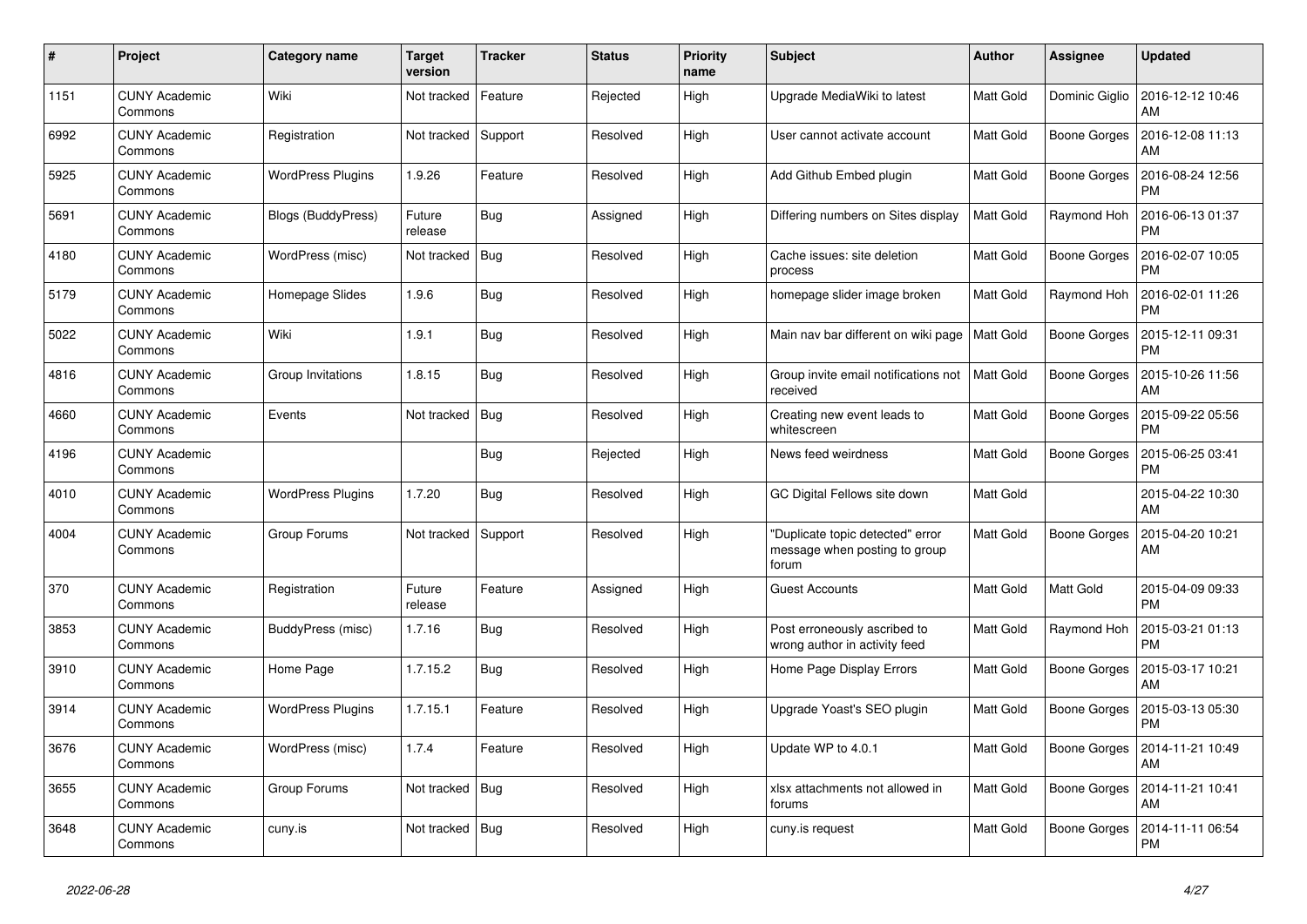| # | Project | Category name | Target version | Tracker | Status | Priority name | Subject | Author | Assignee | Updated |
|---|---|---|---|---|---|---|---|---|---|---|
| 1151 | CUNY Academic Commons | Wiki | Not tracked | Feature | Rejected | High | Upgrade MediaWiki to latest | Matt Gold | Dominic Giglio | 2016-12-12 10:46 AM |
| 6992 | CUNY Academic Commons | Registration | Not tracked | Support | Resolved | High | User cannot activate account | Matt Gold | Boone Gorges | 2016-12-08 11:13 AM |
| 5925 | CUNY Academic Commons | WordPress Plugins | 1.9.26 | Feature | Resolved | High | Add Github Embed plugin | Matt Gold | Boone Gorges | 2016-08-24 12:56 PM |
| 5691 | CUNY Academic Commons | Blogs (BuddyPress) | Future release | Bug | Assigned | High | Differing numbers on Sites display | Matt Gold | Raymond Hoh | 2016-06-13 01:37 PM |
| 4180 | CUNY Academic Commons | WordPress (misc) | Not tracked | Bug | Resolved | High | Cache issues: site deletion process | Matt Gold | Boone Gorges | 2016-02-07 10:05 PM |
| 5179 | CUNY Academic Commons | Homepage Slides | 1.9.6 | Bug | Resolved | High | homepage slider image broken | Matt Gold | Raymond Hoh | 2016-02-01 11:26 PM |
| 5022 | CUNY Academic Commons | Wiki | 1.9.1 | Bug | Resolved | High | Main nav bar different on wiki page | Matt Gold | Boone Gorges | 2015-12-11 09:31 PM |
| 4816 | CUNY Academic Commons | Group Invitations | 1.8.15 | Bug | Resolved | High | Group invite email notifications not received | Matt Gold | Boone Gorges | 2015-10-26 11:56 AM |
| 4660 | CUNY Academic Commons | Events | Not tracked | Bug | Resolved | High | Creating new event leads to whitescreen | Matt Gold | Boone Gorges | 2015-09-22 05:56 PM |
| 4196 | CUNY Academic Commons | | | Bug | Rejected | High | News feed weirdness | Matt Gold | Boone Gorges | 2015-06-25 03:41 PM |
| 4010 | CUNY Academic Commons | WordPress Plugins | 1.7.20 | Bug | Resolved | High | GC Digital Fellows site down | Matt Gold | | 2015-04-22 10:30 AM |
| 4004 | CUNY Academic Commons | Group Forums | Not tracked | Support | Resolved | High | "Duplicate topic detected" error message when posting to group forum | Matt Gold | Boone Gorges | 2015-04-20 10:21 AM |
| 370 | CUNY Academic Commons | Registration | Future release | Feature | Assigned | High | Guest Accounts | Matt Gold | Matt Gold | 2015-04-09 09:33 PM |
| 3853 | CUNY Academic Commons | BuddyPress (misc) | 1.7.16 | Bug | Resolved | High | Post erroneously ascribed to wrong author in activity feed | Matt Gold | Raymond Hoh | 2015-03-21 01:13 PM |
| 3910 | CUNY Academic Commons | Home Page | 1.7.15.2 | Bug | Resolved | High | Home Page Display Errors | Matt Gold | Boone Gorges | 2015-03-17 10:21 AM |
| 3914 | CUNY Academic Commons | WordPress Plugins | 1.7.15.1 | Feature | Resolved | High | Upgrade Yoast's SEO plugin | Matt Gold | Boone Gorges | 2015-03-13 05:30 PM |
| 3676 | CUNY Academic Commons | WordPress (misc) | 1.7.4 | Feature | Resolved | High | Update WP to 4.0.1 | Matt Gold | Boone Gorges | 2014-11-21 10:49 AM |
| 3655 | CUNY Academic Commons | Group Forums | Not tracked | Bug | Resolved | High | xlsx attachments not allowed in forums | Matt Gold | Boone Gorges | 2014-11-21 10:41 AM |
| 3648 | CUNY Academic Commons | cuny.is | Not tracked | Bug | Resolved | High | cuny.is request | Matt Gold | Boone Gorges | 2014-11-11 06:54 PM |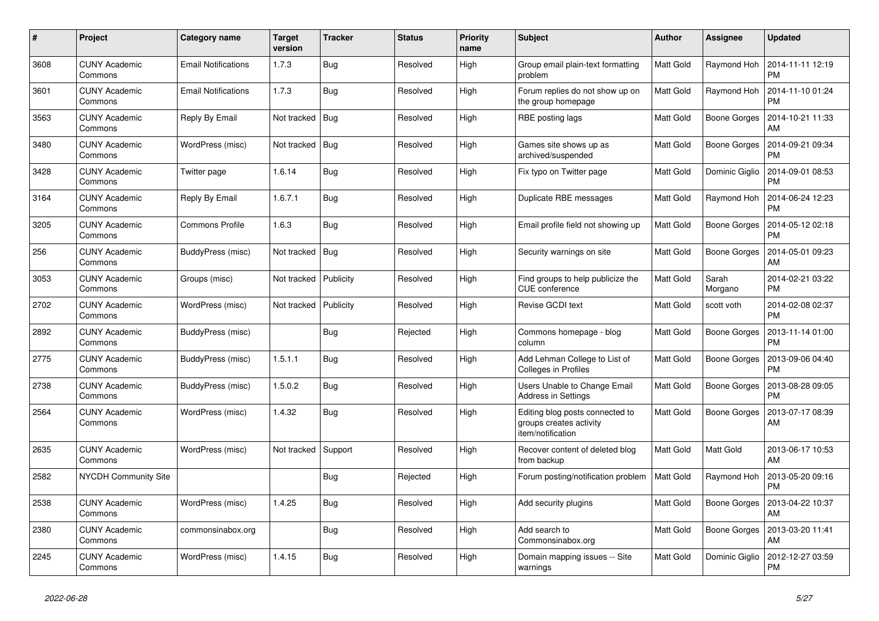| # | Project | Category name | Target version | Tracker | Status | Priority name | Subject | Author | Assignee | Updated |
|---|---|---|---|---|---|---|---|---|---|---|
| 3608 | CUNY Academic Commons | Email Notifications | 1.7.3 | Bug | Resolved | High | Group email plain-text formatting problem | Matt Gold | Raymond Hoh | 2014-11-11 12:19 PM |
| 3601 | CUNY Academic Commons | Email Notifications | 1.7.3 | Bug | Resolved | High | Forum replies do not show up on the group homepage | Matt Gold | Raymond Hoh | 2014-11-10 01:24 PM |
| 3563 | CUNY Academic Commons | Reply By Email | Not tracked | Bug | Resolved | High | RBE posting lags | Matt Gold | Boone Gorges | 2014-10-21 11:33 AM |
| 3480 | CUNY Academic Commons | WordPress (misc) | Not tracked | Bug | Resolved | High | Games site shows up as archived/suspended | Matt Gold | Boone Gorges | 2014-09-21 09:34 PM |
| 3428 | CUNY Academic Commons | Twitter page | 1.6.14 | Bug | Resolved | High | Fix typo on Twitter page | Matt Gold | Dominic Giglio | 2014-09-01 08:53 PM |
| 3164 | CUNY Academic Commons | Reply By Email | 1.6.7.1 | Bug | Resolved | High | Duplicate RBE messages | Matt Gold | Raymond Hoh | 2014-06-24 12:23 PM |
| 3205 | CUNY Academic Commons | Commons Profile | 1.6.3 | Bug | Resolved | High | Email profile field not showing up | Matt Gold | Boone Gorges | 2014-05-12 02:18 PM |
| 256 | CUNY Academic Commons | BuddyPress (misc) | Not tracked | Bug | Resolved | High | Security warnings on site | Matt Gold | Boone Gorges | 2014-05-01 09:23 AM |
| 3053 | CUNY Academic Commons | Groups (misc) | Not tracked | Publicity | Resolved | High | Find groups to help publicize the CUE conference | Matt Gold | Sarah Morgano | 2014-02-21 03:22 PM |
| 2702 | CUNY Academic Commons | WordPress (misc) | Not tracked | Publicity | Resolved | High | Revise GCDI text | Matt Gold | scott voth | 2014-02-08 02:37 PM |
| 2892 | CUNY Academic Commons | BuddyPress (misc) | | Bug | Rejected | High | Commons homepage - blog column | Matt Gold | Boone Gorges | 2013-11-14 01:00 PM |
| 2775 | CUNY Academic Commons | BuddyPress (misc) | 1.5.1.1 | Bug | Resolved | High | Add Lehman College to List of Colleges in Profiles | Matt Gold | Boone Gorges | 2013-09-06 04:40 PM |
| 2738 | CUNY Academic Commons | BuddyPress (misc) | 1.5.0.2 | Bug | Resolved | High | Users Unable to Change Email Address in Settings | Matt Gold | Boone Gorges | 2013-08-28 09:05 PM |
| 2564 | CUNY Academic Commons | WordPress (misc) | 1.4.32 | Bug | Resolved | High | Editing blog posts connected to groups creates activity item/notification | Matt Gold | Boone Gorges | 2013-07-17 08:39 AM |
| 2635 | CUNY Academic Commons | WordPress (misc) | Not tracked | Support | Resolved | High | Recover content of deleted blog from backup | Matt Gold | Matt Gold | 2013-06-17 10:53 AM |
| 2582 | NYCDH Community Site | | | Bug | Rejected | High | Forum posting/notification problem | Matt Gold | Raymond Hoh | 2013-05-20 09:16 PM |
| 2538 | CUNY Academic Commons | WordPress (misc) | 1.4.25 | Bug | Resolved | High | Add security plugins | Matt Gold | Boone Gorges | 2013-04-22 10:37 AM |
| 2380 | CUNY Academic Commons | commonsinabox.org | | Bug | Resolved | High | Add search to Commonsinabox.org | Matt Gold | Boone Gorges | 2013-03-20 11:41 AM |
| 2245 | CUNY Academic Commons | WordPress (misc) | 1.4.15 | Bug | Resolved | High | Domain mapping issues -- Site warnings | Matt Gold | Dominic Giglio | 2012-12-27 03:59 PM |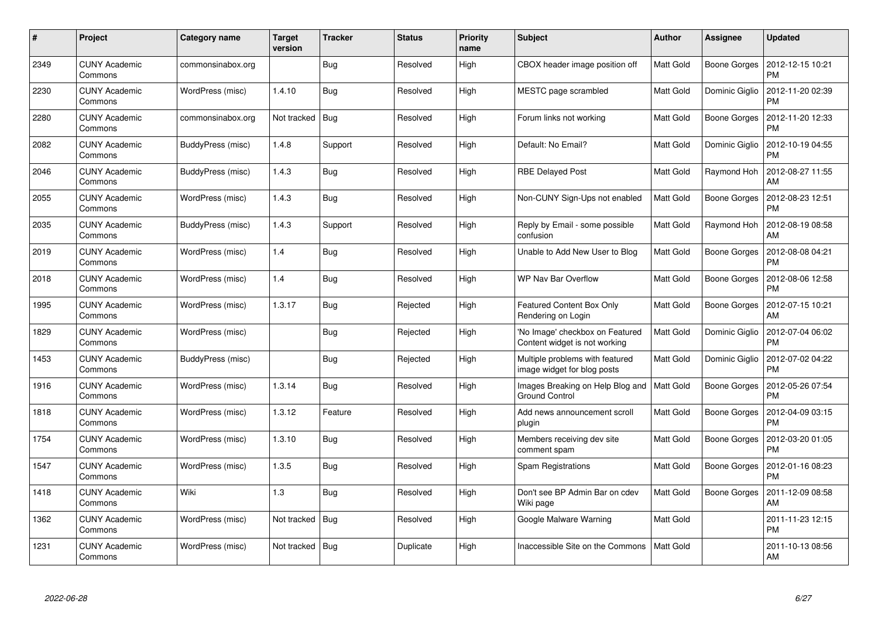| # | Project | Category name | Target version | Tracker | Status | Priority name | Subject | Author | Assignee | Updated |
|---|---|---|---|---|---|---|---|---|---|---|
| 2349 | CUNY Academic Commons | commonsinabox.org | | Bug | Resolved | High | CBOX header image position off | Matt Gold | Boone Gorges | 2012-12-15 10:21 PM |
| 2230 | CUNY Academic Commons | WordPress (misc) | 1.4.10 | Bug | Resolved | High | MESTC page scrambled | Matt Gold | Dominic Giglio | 2012-11-20 02:39 PM |
| 2280 | CUNY Academic Commons | commonsinabox.org | Not tracked | Bug | Resolved | High | Forum links not working | Matt Gold | Boone Gorges | 2012-11-20 12:33 PM |
| 2082 | CUNY Academic Commons | BuddyPress (misc) | 1.4.8 | Support | Resolved | High | Default: No Email? | Matt Gold | Dominic Giglio | 2012-10-19 04:55 PM |
| 2046 | CUNY Academic Commons | BuddyPress (misc) | 1.4.3 | Bug | Resolved | High | RBE Delayed Post | Matt Gold | Raymond Hoh | 2012-08-27 11:55 AM |
| 2055 | CUNY Academic Commons | WordPress (misc) | 1.4.3 | Bug | Resolved | High | Non-CUNY Sign-Ups not enabled | Matt Gold | Boone Gorges | 2012-08-23 12:51 PM |
| 2035 | CUNY Academic Commons | BuddyPress (misc) | 1.4.3 | Support | Resolved | High | Reply by Email - some possible confusion | Matt Gold | Raymond Hoh | 2012-08-19 08:58 AM |
| 2019 | CUNY Academic Commons | WordPress (misc) | 1.4 | Bug | Resolved | High | Unable to Add New User to Blog | Matt Gold | Boone Gorges | 2012-08-08 04:21 PM |
| 2018 | CUNY Academic Commons | WordPress (misc) | 1.4 | Bug | Resolved | High | WP Nav Bar Overflow | Matt Gold | Boone Gorges | 2012-08-06 12:58 PM |
| 1995 | CUNY Academic Commons | WordPress (misc) | 1.3.17 | Bug | Rejected | High | Featured Content Box Only Rendering on Login | Matt Gold | Boone Gorges | 2012-07-15 10:21 AM |
| 1829 | CUNY Academic Commons | WordPress (misc) | | Bug | Rejected | High | 'No Image' checkbox on Featured Content widget is not working | Matt Gold | Dominic Giglio | 2012-07-04 06:02 PM |
| 1453 | CUNY Academic Commons | BuddyPress (misc) | | Bug | Rejected | High | Multiple problems with featured image widget for blog posts | Matt Gold | Dominic Giglio | 2012-07-02 04:22 PM |
| 1916 | CUNY Academic Commons | WordPress (misc) | 1.3.14 | Bug | Resolved | High | Images Breaking on Help Blog and Ground Control | Matt Gold | Boone Gorges | 2012-05-26 07:54 PM |
| 1818 | CUNY Academic Commons | WordPress (misc) | 1.3.12 | Feature | Resolved | High | Add news announcement scroll plugin | Matt Gold | Boone Gorges | 2012-04-09 03:15 PM |
| 1754 | CUNY Academic Commons | WordPress (misc) | 1.3.10 | Bug | Resolved | High | Members receiving dev site comment spam | Matt Gold | Boone Gorges | 2012-03-20 01:05 PM |
| 1547 | CUNY Academic Commons | WordPress (misc) | 1.3.5 | Bug | Resolved | High | Spam Registrations | Matt Gold | Boone Gorges | 2012-01-16 08:23 PM |
| 1418 | CUNY Academic Commons | Wiki | 1.3 | Bug | Resolved | High | Don't see BP Admin Bar on cdev Wiki page | Matt Gold | Boone Gorges | 2011-12-09 08:58 AM |
| 1362 | CUNY Academic Commons | WordPress (misc) | Not tracked | Bug | Resolved | High | Google Malware Warning | Matt Gold | | 2011-11-23 12:15 PM |
| 1231 | CUNY Academic Commons | WordPress (misc) | Not tracked | Bug | Duplicate | High | Inaccessible Site on the Commons | Matt Gold | | 2011-10-13 08:56 AM |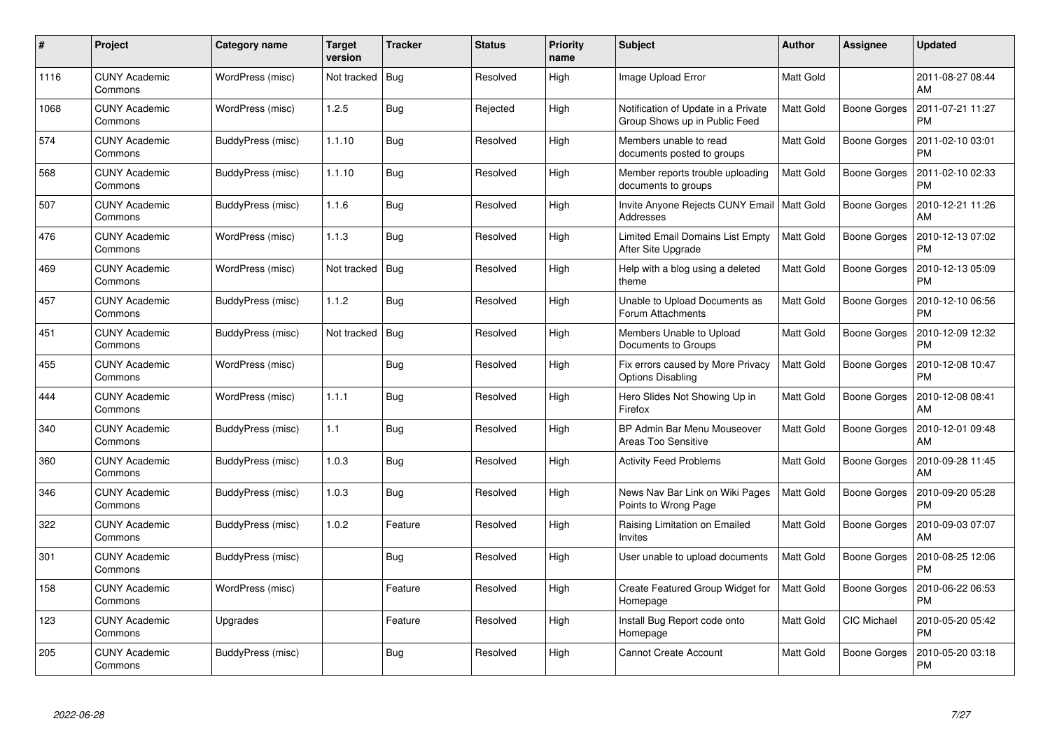| # | Project | Category name | Target version | Tracker | Status | Priority name | Subject | Author | Assignee | Updated |
|---|---|---|---|---|---|---|---|---|---|---|
| 1116 | CUNY Academic Commons | WordPress (misc) | Not tracked | Bug | Resolved | High | Image Upload Error | Matt Gold | | 2011-08-27 08:44 AM |
| 1068 | CUNY Academic Commons | WordPress (misc) | 1.2.5 | Bug | Rejected | High | Notification of Update in a Private Group Shows up in Public Feed | Matt Gold | Boone Gorges | 2011-07-21 11:27 PM |
| 574 | CUNY Academic Commons | BuddyPress (misc) | 1.1.10 | Bug | Resolved | High | Members unable to read documents posted to groups | Matt Gold | Boone Gorges | 2011-02-10 03:01 PM |
| 568 | CUNY Academic Commons | BuddyPress (misc) | 1.1.10 | Bug | Resolved | High | Member reports trouble uploading documents to groups | Matt Gold | Boone Gorges | 2011-02-10 02:33 PM |
| 507 | CUNY Academic Commons | BuddyPress (misc) | 1.1.6 | Bug | Resolved | High | Invite Anyone Rejects CUNY Email Addresses | Matt Gold | Boone Gorges | 2010-12-21 11:26 AM |
| 476 | CUNY Academic Commons | WordPress (misc) | 1.1.3 | Bug | Resolved | High | Limited Email Domains List Empty After Site Upgrade | Matt Gold | Boone Gorges | 2010-12-13 07:02 PM |
| 469 | CUNY Academic Commons | WordPress (misc) | Not tracked | Bug | Resolved | High | Help with a blog using a deleted theme | Matt Gold | Boone Gorges | 2010-12-13 05:09 PM |
| 457 | CUNY Academic Commons | BuddyPress (misc) | 1.1.2 | Bug | Resolved | High | Unable to Upload Documents as Forum Attachments | Matt Gold | Boone Gorges | 2010-12-10 06:56 PM |
| 451 | CUNY Academic Commons | BuddyPress (misc) | Not tracked | Bug | Resolved | High | Members Unable to Upload Documents to Groups | Matt Gold | Boone Gorges | 2010-12-09 12:32 PM |
| 455 | CUNY Academic Commons | WordPress (misc) | | Bug | Resolved | High | Fix errors caused by More Privacy Options Disabling | Matt Gold | Boone Gorges | 2010-12-08 10:47 PM |
| 444 | CUNY Academic Commons | WordPress (misc) | 1.1.1 | Bug | Resolved | High | Hero Slides Not Showing Up in Firefox | Matt Gold | Boone Gorges | 2010-12-08 08:41 AM |
| 340 | CUNY Academic Commons | BuddyPress (misc) | 1.1 | Bug | Resolved | High | BP Admin Bar Menu Mouseover Areas Too Sensitive | Matt Gold | Boone Gorges | 2010-12-01 09:48 AM |
| 360 | CUNY Academic Commons | BuddyPress (misc) | 1.0.3 | Bug | Resolved | High | Activity Feed Problems | Matt Gold | Boone Gorges | 2010-09-28 11:45 AM |
| 346 | CUNY Academic Commons | BuddyPress (misc) | 1.0.3 | Bug | Resolved | High | News Nav Bar Link on Wiki Pages Points to Wrong Page | Matt Gold | Boone Gorges | 2010-09-20 05:28 PM |
| 322 | CUNY Academic Commons | BuddyPress (misc) | 1.0.2 | Feature | Resolved | High | Raising Limitation on Emailed Invites | Matt Gold | Boone Gorges | 2010-09-03 07:07 AM |
| 301 | CUNY Academic Commons | BuddyPress (misc) | | Bug | Resolved | High | User unable to upload documents | Matt Gold | Boone Gorges | 2010-08-25 12:06 PM |
| 158 | CUNY Academic Commons | WordPress (misc) | | Feature | Resolved | High | Create Featured Group Widget for Homepage | Matt Gold | Boone Gorges | 2010-06-22 06:53 PM |
| 123 | CUNY Academic Commons | Upgrades | | Feature | Resolved | High | Install Bug Report code onto Homepage | Matt Gold | CIC Michael | 2010-05-20 05:42 PM |
| 205 | CUNY Academic Commons | BuddyPress (misc) | | Bug | Resolved | High | Cannot Create Account | Matt Gold | Boone Gorges | 2010-05-20 03:18 PM |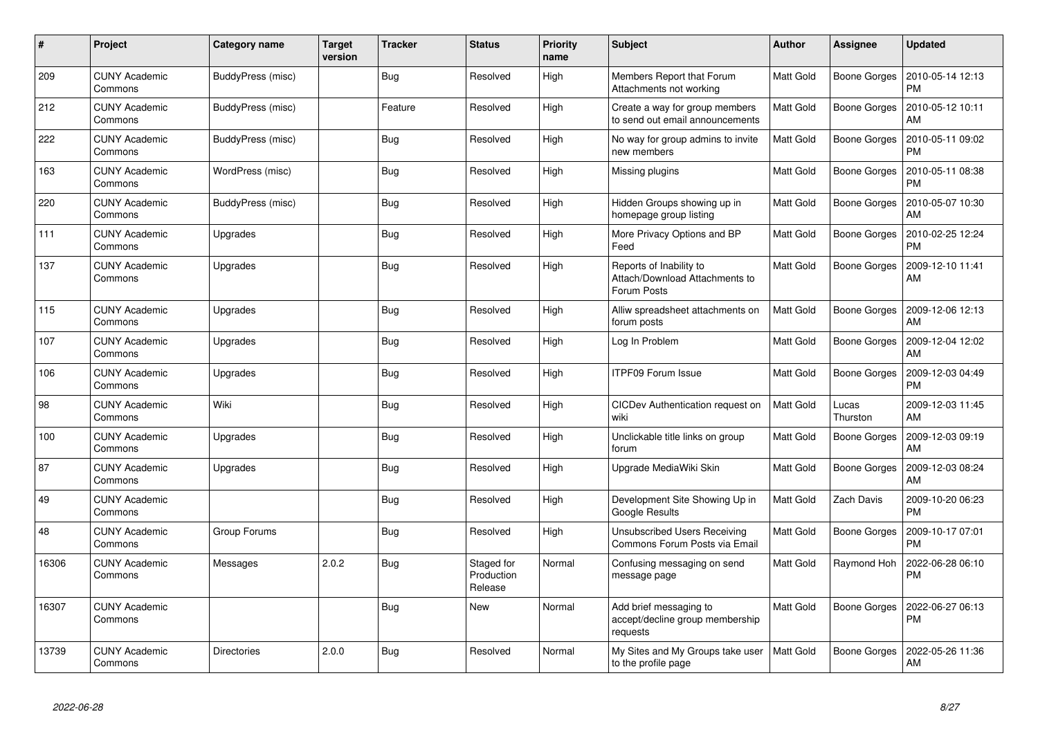| # | Project | Category name | Target version | Tracker | Status | Priority name | Subject | Author | Assignee | Updated |
|---|---|---|---|---|---|---|---|---|---|---|
| 209 | CUNY Academic Commons | BuddyPress (misc) | | Bug | Resolved | High | Members Report that Forum Attachments not working | Matt Gold | Boone Gorges | 2010-05-14 12:13 PM |
| 212 | CUNY Academic Commons | BuddyPress (misc) | | Feature | Resolved | High | Create a way for group members to send out email announcements | Matt Gold | Boone Gorges | 2010-05-12 10:11 AM |
| 222 | CUNY Academic Commons | BuddyPress (misc) | | Bug | Resolved | High | No way for group admins to invite new members | Matt Gold | Boone Gorges | 2010-05-11 09:02 PM |
| 163 | CUNY Academic Commons | WordPress (misc) | | Bug | Resolved | High | Missing plugins | Matt Gold | Boone Gorges | 2010-05-11 08:38 PM |
| 220 | CUNY Academic Commons | BuddyPress (misc) | | Bug | Resolved | High | Hidden Groups showing up in homepage group listing | Matt Gold | Boone Gorges | 2010-05-07 10:30 AM |
| 111 | CUNY Academic Commons | Upgrades | | Bug | Resolved | High | More Privacy Options and BP Feed | Matt Gold | Boone Gorges | 2010-02-25 12:24 PM |
| 137 | CUNY Academic Commons | Upgrades | | Bug | Resolved | High | Reports of Inability to Attach/Download Attachments to Forum Posts | Matt Gold | Boone Gorges | 2009-12-10 11:41 AM |
| 115 | CUNY Academic Commons | Upgrades | | Bug | Resolved | High | Alliw spreadsheet attachments on forum posts | Matt Gold | Boone Gorges | 2009-12-06 12:13 AM |
| 107 | CUNY Academic Commons | Upgrades | | Bug | Resolved | High | Log In Problem | Matt Gold | Boone Gorges | 2009-12-04 12:02 AM |
| 106 | CUNY Academic Commons | Upgrades | | Bug | Resolved | High | ITPF09 Forum Issue | Matt Gold | Boone Gorges | 2009-12-03 04:49 PM |
| 98 | CUNY Academic Commons | Wiki | | Bug | Resolved | High | CICDev Authentication request on wiki | Matt Gold | Lucas Thurston | 2009-12-03 11:45 AM |
| 100 | CUNY Academic Commons | Upgrades | | Bug | Resolved | High | Unclickable title links on group forum | Matt Gold | Boone Gorges | 2009-12-03 09:19 AM |
| 87 | CUNY Academic Commons | Upgrades | | Bug | Resolved | High | Upgrade MediaWiki Skin | Matt Gold | Boone Gorges | 2009-12-03 08:24 AM |
| 49 | CUNY Academic Commons | | | Bug | Resolved | High | Development Site Showing Up in Google Results | Matt Gold | Zach Davis | 2009-10-20 06:23 PM |
| 48 | CUNY Academic Commons | Group Forums | | Bug | Resolved | High | Unsubscribed Users Receiving Commons Forum Posts via Email | Matt Gold | Boone Gorges | 2009-10-17 07:01 PM |
| 16306 | CUNY Academic Commons | Messages | 2.0.2 | Bug | Staged for Production Release | Normal | Confusing messaging on send message page | Matt Gold | Raymond Hoh | 2022-06-28 06:10 PM |
| 16307 | CUNY Academic Commons | | | Bug | New | Normal | Add brief messaging to accept/decline group membership requests | Matt Gold | Boone Gorges | 2022-06-27 06:13 PM |
| 13739 | CUNY Academic Commons | Directories | 2.0.0 | Bug | Resolved | Normal | My Sites and My Groups take user to the profile page | Matt Gold | Boone Gorges | 2022-05-26 11:36 AM |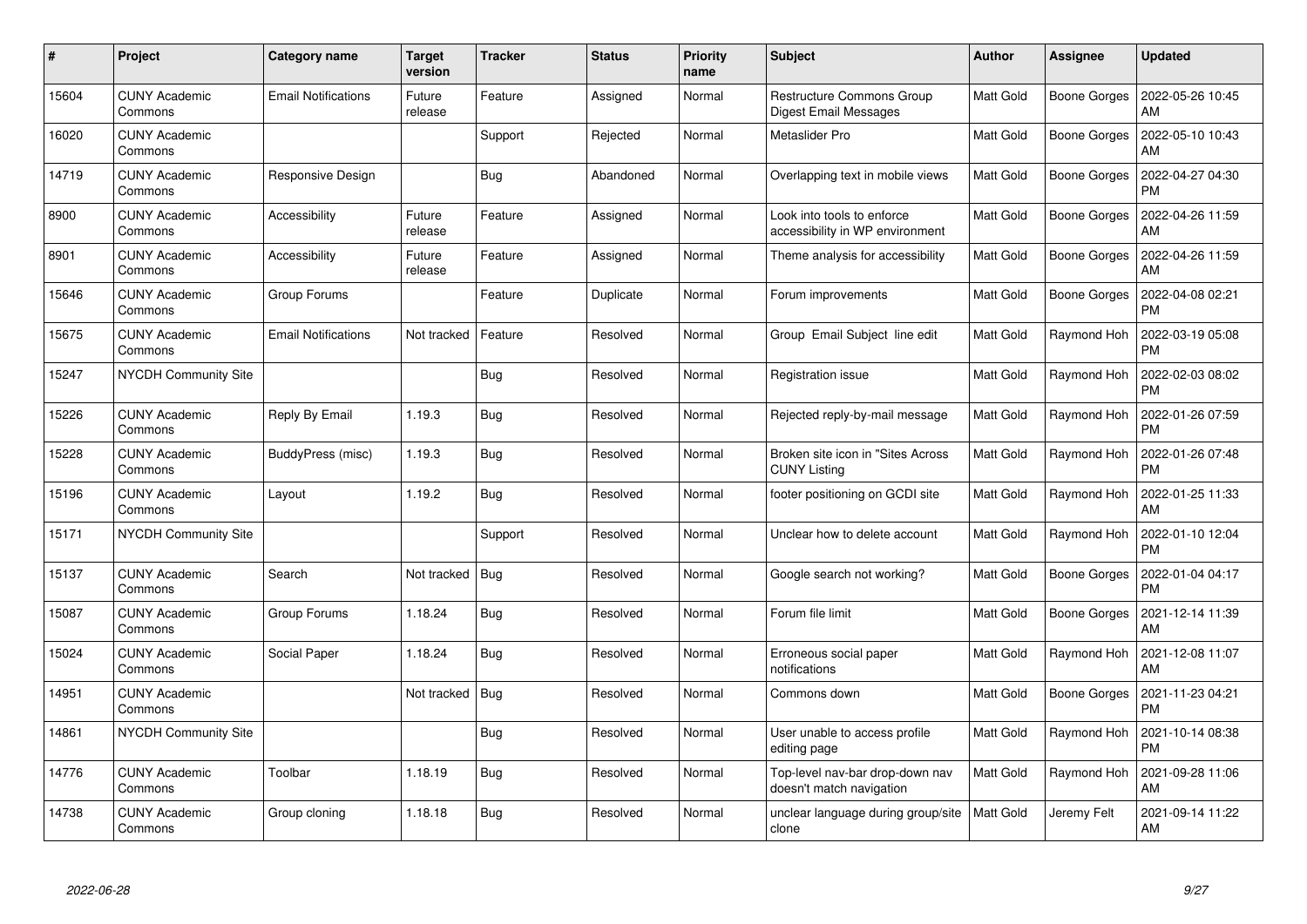| # | Project | Category name | Target version | Tracker | Status | Priority name | Subject | Author | Assignee | Updated |
|---|---|---|---|---|---|---|---|---|---|---|
| 15604 | CUNY Academic Commons | Email Notifications | Future release | Feature | Assigned | Normal | Restructure Commons Group Digest Email Messages | Matt Gold | Boone Gorges | 2022-05-26 10:45 AM |
| 16020 | CUNY Academic Commons | | | Support | Rejected | Normal | Metaslider Pro | Matt Gold | Boone Gorges | 2022-05-10 10:43 AM |
| 14719 | CUNY Academic Commons | Responsive Design | | Bug | Abandoned | Normal | Overlapping text in mobile views | Matt Gold | Boone Gorges | 2022-04-27 04:30 PM |
| 8900 | CUNY Academic Commons | Accessibility | Future release | Feature | Assigned | Normal | Look into tools to enforce accessibility in WP environment | Matt Gold | Boone Gorges | 2022-04-26 11:59 AM |
| 8901 | CUNY Academic Commons | Accessibility | Future release | Feature | Assigned | Normal | Theme analysis for accessibility | Matt Gold | Boone Gorges | 2022-04-26 11:59 AM |
| 15646 | CUNY Academic Commons | Group Forums | | Feature | Duplicate | Normal | Forum improvements | Matt Gold | Boone Gorges | 2022-04-08 02:21 PM |
| 15675 | CUNY Academic Commons | Email Notifications | Not tracked | Feature | Resolved | Normal | Group Email Subject line edit | Matt Gold | Raymond Hoh | 2022-03-19 05:08 PM |
| 15247 | NYCDH Community Site | | | Bug | Resolved | Normal | Registration issue | Matt Gold | Raymond Hoh | 2022-02-03 08:02 PM |
| 15226 | CUNY Academic Commons | Reply By Email | 1.19.3 | Bug | Resolved | Normal | Rejected reply-by-mail message | Matt Gold | Raymond Hoh | 2022-01-26 07:59 PM |
| 15228 | CUNY Academic Commons | BuddyPress (misc) | 1.19.3 | Bug | Resolved | Normal | Broken site icon in "Sites Across CUNY Listing | Matt Gold | Raymond Hoh | 2022-01-26 07:48 PM |
| 15196 | CUNY Academic Commons | Layout | 1.19.2 | Bug | Resolved | Normal | footer positioning on GCDI site | Matt Gold | Raymond Hoh | 2022-01-25 11:33 AM |
| 15171 | NYCDH Community Site | | | Support | Resolved | Normal | Unclear how to delete account | Matt Gold | Raymond Hoh | 2022-01-10 12:04 PM |
| 15137 | CUNY Academic Commons | Search | Not tracked | Bug | Resolved | Normal | Google search not working? | Matt Gold | Boone Gorges | 2022-01-04 04:17 PM |
| 15087 | CUNY Academic Commons | Group Forums | 1.18.24 | Bug | Resolved | Normal | Forum file limit | Matt Gold | Boone Gorges | 2021-12-14 11:39 AM |
| 15024 | CUNY Academic Commons | Social Paper | 1.18.24 | Bug | Resolved | Normal | Erroneous social paper notifications | Matt Gold | Raymond Hoh | 2021-12-08 11:07 AM |
| 14951 | CUNY Academic Commons | | Not tracked | Bug | Resolved | Normal | Commons down | Matt Gold | Boone Gorges | 2021-11-23 04:21 PM |
| 14861 | NYCDH Community Site | | | Bug | Resolved | Normal | User unable to access profile editing page | Matt Gold | Raymond Hoh | 2021-10-14 08:38 PM |
| 14776 | CUNY Academic Commons | Toolbar | 1.18.19 | Bug | Resolved | Normal | Top-level nav-bar drop-down nav doesn't match navigation | Matt Gold | Raymond Hoh | 2021-09-28 11:06 AM |
| 14738 | CUNY Academic Commons | Group cloning | 1.18.18 | Bug | Resolved | Normal | unclear language during group/site clone | Matt Gold | Jeremy Felt | 2021-09-14 11:22 AM |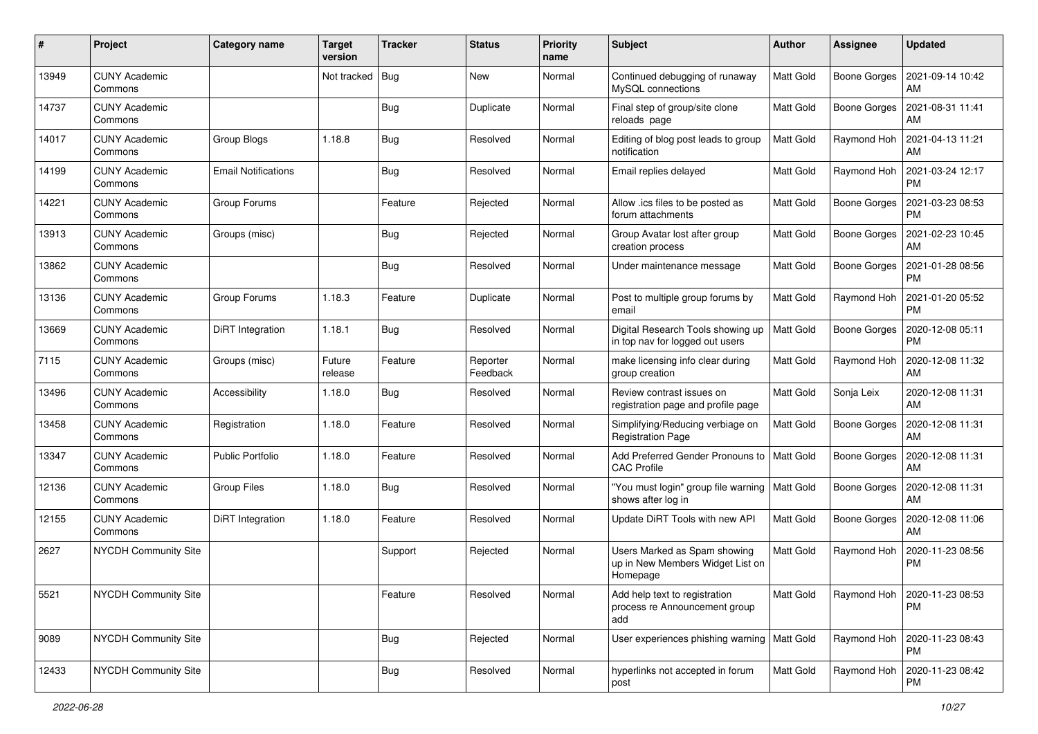| # | Project | Category name | Target version | Tracker | Status | Priority name | Subject | Author | Assignee | Updated |
|---|---|---|---|---|---|---|---|---|---|---|
| 13949 | CUNY Academic Commons | | Not tracked | Bug | New | Normal | Continued debugging of runaway MySQL connections | Matt Gold | Boone Gorges | 2021-09-14 10:42 AM |
| 14737 | CUNY Academic Commons | | | Bug | Duplicate | Normal | Final step of group/site clone reloads page | Matt Gold | Boone Gorges | 2021-08-31 11:41 AM |
| 14017 | CUNY Academic Commons | Group Blogs | 1.18.8 | Bug | Resolved | Normal | Editing of blog post leads to group notification | Matt Gold | Raymond Hoh | 2021-04-13 11:21 AM |
| 14199 | CUNY Academic Commons | Email Notifications | | Bug | Resolved | Normal | Email replies delayed | Matt Gold | Raymond Hoh | 2021-03-24 12:17 PM |
| 14221 | CUNY Academic Commons | Group Forums | | Feature | Rejected | Normal | Allow .ics files to be posted as forum attachments | Matt Gold | Boone Gorges | 2021-03-23 08:53 PM |
| 13913 | CUNY Academic Commons | Groups (misc) | | Bug | Rejected | Normal | Group Avatar lost after group creation process | Matt Gold | Boone Gorges | 2021-02-23 10:45 AM |
| 13862 | CUNY Academic Commons | | | Bug | Resolved | Normal | Under maintenance message | Matt Gold | Boone Gorges | 2021-01-28 08:56 PM |
| 13136 | CUNY Academic Commons | Group Forums | 1.18.3 | Feature | Duplicate | Normal | Post to multiple group forums by email | Matt Gold | Raymond Hoh | 2021-01-20 05:52 PM |
| 13669 | CUNY Academic Commons | DiRT Integration | 1.18.1 | Bug | Resolved | Normal | Digital Research Tools showing up in top nav for logged out users | Matt Gold | Boone Gorges | 2020-12-08 05:11 PM |
| 7115 | CUNY Academic Commons | Groups (misc) | Future release | Feature | Reporter Feedback | Normal | make licensing info clear during group creation | Matt Gold | Raymond Hoh | 2020-12-08 11:32 AM |
| 13496 | CUNY Academic Commons | Accessibility | 1.18.0 | Bug | Resolved | Normal | Review contrast issues on registration page and profile page | Matt Gold | Sonja Leix | 2020-12-08 11:31 AM |
| 13458 | CUNY Academic Commons | Registration | 1.18.0 | Feature | Resolved | Normal | Simplifying/Reducing verbiage on Registration Page | Matt Gold | Boone Gorges | 2020-12-08 11:31 AM |
| 13347 | CUNY Academic Commons | Public Portfolio | 1.18.0 | Feature | Resolved | Normal | Add Preferred Gender Pronouns to CAC Profile | Matt Gold | Boone Gorges | 2020-12-08 11:31 AM |
| 12136 | CUNY Academic Commons | Group Files | 1.18.0 | Bug | Resolved | Normal | "You must login" group file warning shows after log in | Matt Gold | Boone Gorges | 2020-12-08 11:31 AM |
| 12155 | CUNY Academic Commons | DiRT Integration | 1.18.0 | Feature | Resolved | Normal | Update DiRT Tools with new API | Matt Gold | Boone Gorges | 2020-12-08 11:06 AM |
| 2627 | NYCDH Community Site | | | Support | Rejected | Normal | Users Marked as Spam showing up in New Members Widget List on Homepage | Matt Gold | Raymond Hoh | 2020-11-23 08:56 PM |
| 5521 | NYCDH Community Site | | | Feature | Resolved | Normal | Add help text to registration process re Announcement group add | Matt Gold | Raymond Hoh | 2020-11-23 08:53 PM |
| 9089 | NYCDH Community Site | | | Bug | Rejected | Normal | User experiences phishing warning | Matt Gold | Raymond Hoh | 2020-11-23 08:43 PM |
| 12433 | NYCDH Community Site | | | Bug | Resolved | Normal | hyperlinks not accepted in forum post | Matt Gold | Raymond Hoh | 2020-11-23 08:42 PM |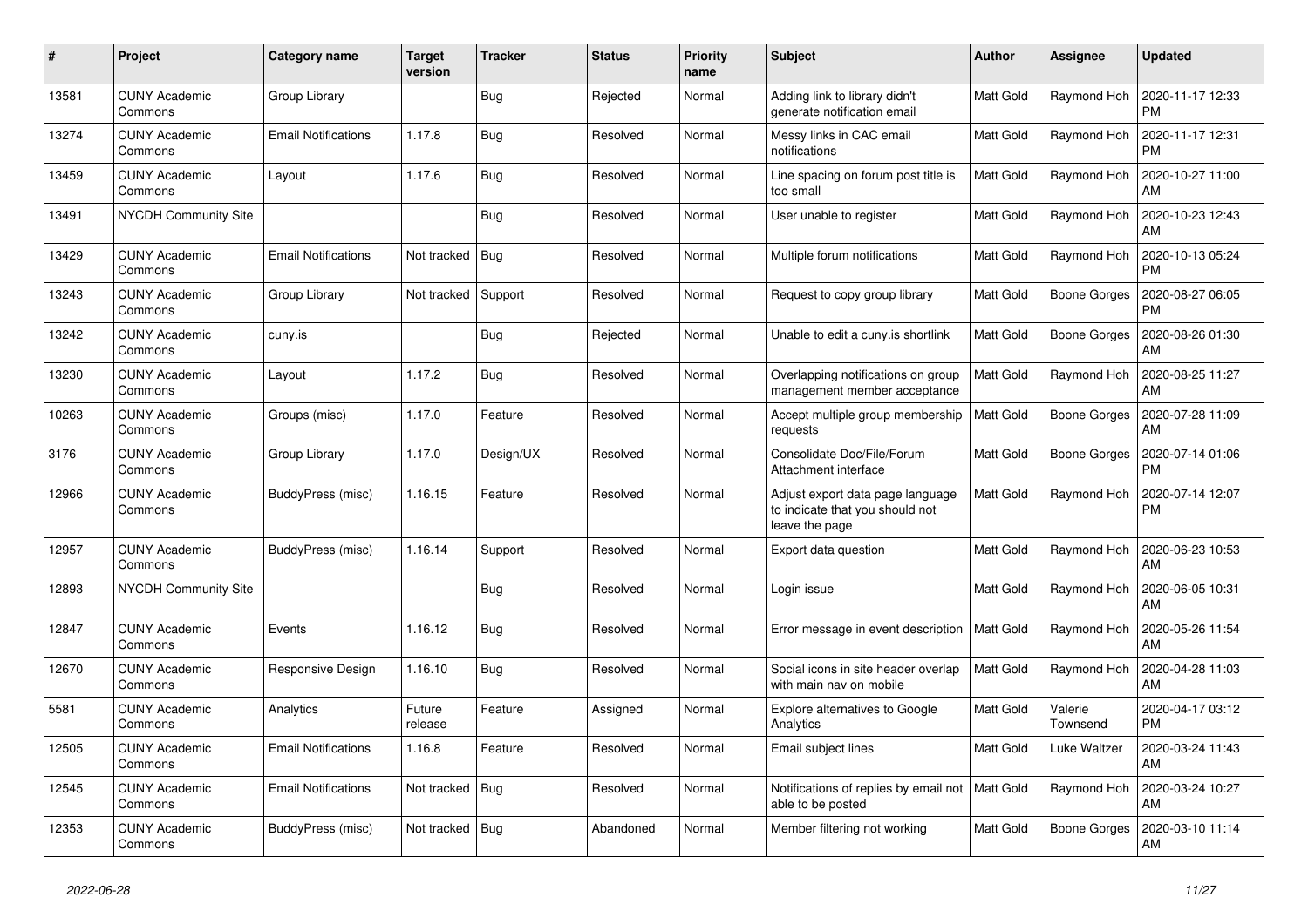| # | Project | Category name | Target version | Tracker | Status | Priority name | Subject | Author | Assignee | Updated |
|---|---|---|---|---|---|---|---|---|---|---|
| 13581 | CUNY Academic Commons | Group Library | | Bug | Rejected | Normal | Adding link to library didn't generate notification email | Matt Gold | Raymond Hoh | 2020-11-17 12:33 PM |
| 13274 | CUNY Academic Commons | Email Notifications | 1.17.8 | Bug | Resolved | Normal | Messy links in CAC email notifications | Matt Gold | Raymond Hoh | 2020-11-17 12:31 PM |
| 13459 | CUNY Academic Commons | Layout | 1.17.6 | Bug | Resolved | Normal | Line spacing on forum post title is too small | Matt Gold | Raymond Hoh | 2020-10-27 11:00 AM |
| 13491 | NYCDH Community Site | | | Bug | Resolved | Normal | User unable to register | Matt Gold | Raymond Hoh | 2020-10-23 12:43 AM |
| 13429 | CUNY Academic Commons | Email Notifications | Not tracked | Bug | Resolved | Normal | Multiple forum notifications | Matt Gold | Raymond Hoh | 2020-10-13 05:24 PM |
| 13243 | CUNY Academic Commons | Group Library | Not tracked | Support | Resolved | Normal | Request to copy group library | Matt Gold | Boone Gorges | 2020-08-27 06:05 PM |
| 13242 | CUNY Academic Commons | cuny.is | | Bug | Rejected | Normal | Unable to edit a cuny.is shortlink | Matt Gold | Boone Gorges | 2020-08-26 01:30 AM |
| 13230 | CUNY Academic Commons | Layout | 1.17.2 | Bug | Resolved | Normal | Overlapping notifications on group management member acceptance | Matt Gold | Raymond Hoh | 2020-08-25 11:27 AM |
| 10263 | CUNY Academic Commons | Groups (misc) | 1.17.0 | Feature | Resolved | Normal | Accept multiple group membership requests | Matt Gold | Boone Gorges | 2020-07-28 11:09 AM |
| 3176 | CUNY Academic Commons | Group Library | 1.17.0 | Design/UX | Resolved | Normal | Consolidate Doc/File/Forum Attachment interface | Matt Gold | Boone Gorges | 2020-07-14 01:06 PM |
| 12966 | CUNY Academic Commons | BuddyPress (misc) | 1.16.15 | Feature | Resolved | Normal | Adjust export data page language to indicate that you should not leave the page | Matt Gold | Raymond Hoh | 2020-07-14 12:07 PM |
| 12957 | CUNY Academic Commons | BuddyPress (misc) | 1.16.14 | Support | Resolved | Normal | Export data question | Matt Gold | Raymond Hoh | 2020-06-23 10:53 AM |
| 12893 | NYCDH Community Site | | | Bug | Resolved | Normal | Login issue | Matt Gold | Raymond Hoh | 2020-06-05 10:31 AM |
| 12847 | CUNY Academic Commons | Events | 1.16.12 | Bug | Resolved | Normal | Error message in event description | Matt Gold | Raymond Hoh | 2020-05-26 11:54 AM |
| 12670 | CUNY Academic Commons | Responsive Design | 1.16.10 | Bug | Resolved | Normal | Social icons in site header overlap with main nav on mobile | Matt Gold | Raymond Hoh | 2020-04-28 11:03 AM |
| 5581 | CUNY Academic Commons | Analytics | Future release | Feature | Assigned | Normal | Explore alternatives to Google Analytics | Matt Gold | Valerie Townsend | 2020-04-17 03:12 PM |
| 12505 | CUNY Academic Commons | Email Notifications | 1.16.8 | Feature | Resolved | Normal | Email subject lines | Matt Gold | Luke Waltzer | 2020-03-24 11:43 AM |
| 12545 | CUNY Academic Commons | Email Notifications | Not tracked | Bug | Resolved | Normal | Notifications of replies by email not able to be posted | Matt Gold | Raymond Hoh | 2020-03-24 10:27 AM |
| 12353 | CUNY Academic Commons | BuddyPress (misc) | Not tracked | Bug | Abandoned | Normal | Member filtering not working | Matt Gold | Boone Gorges | 2020-03-10 11:14 AM |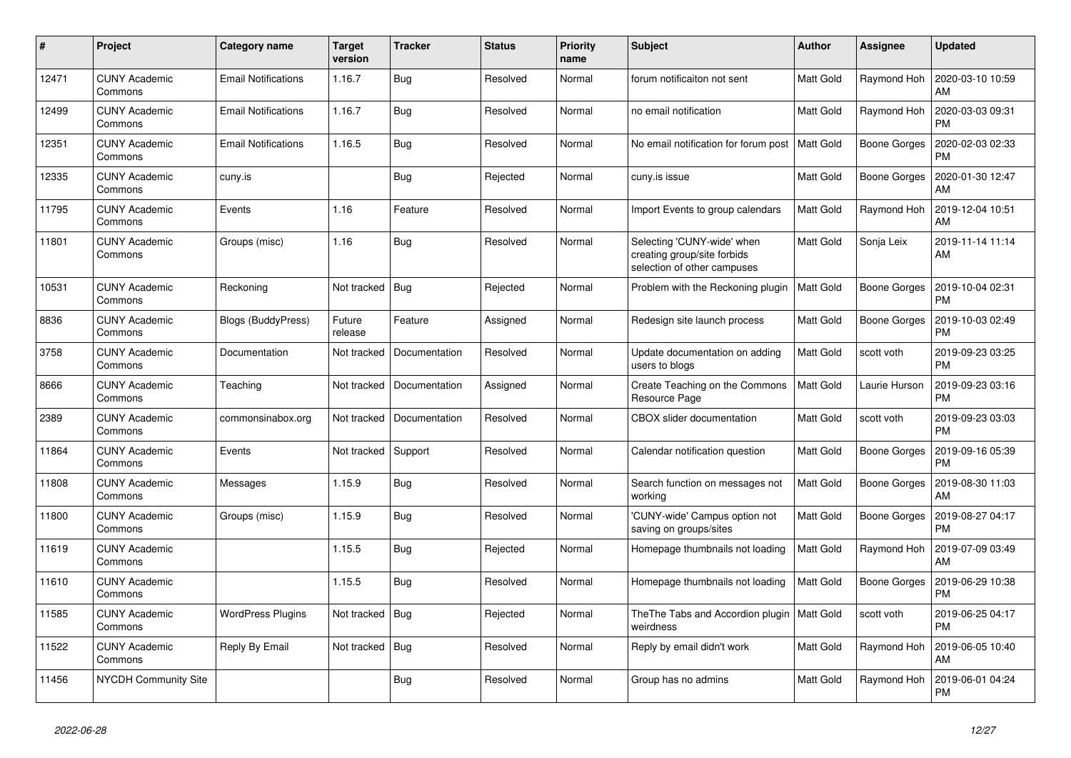| # | Project | Category name | Target version | Tracker | Status | Priority name | Subject | Author | Assignee | Updated |
|---|---|---|---|---|---|---|---|---|---|---|
| 12471 | CUNY Academic Commons | Email Notifications | 1.16.7 | Bug | Resolved | Normal | forum notificaiton not sent | Matt Gold | Raymond Hoh | 2020-03-10 10:59 AM |
| 12499 | CUNY Academic Commons | Email Notifications | 1.16.7 | Bug | Resolved | Normal | no email notification | Matt Gold | Raymond Hoh | 2020-03-03 09:31 PM |
| 12351 | CUNY Academic Commons | Email Notifications | 1.16.5 | Bug | Resolved | Normal | No email notification for forum post | Matt Gold | Boone Gorges | 2020-02-03 02:33 PM |
| 12335 | CUNY Academic Commons | cuny.is | | Bug | Rejected | Normal | cuny.is issue | Matt Gold | Boone Gorges | 2020-01-30 12:47 AM |
| 11795 | CUNY Academic Commons | Events | 1.16 | Feature | Resolved | Normal | Import Events to group calendars | Matt Gold | Raymond Hoh | 2019-12-04 10:51 AM |
| 11801 | CUNY Academic Commons | Groups (misc) | 1.16 | Bug | Resolved | Normal | Selecting 'CUNY-wide' when creating group/site forbids selection of other campuses | Matt Gold | Sonja Leix | 2019-11-14 11:14 AM |
| 10531 | CUNY Academic Commons | Reckoning | Not tracked | Bug | Rejected | Normal | Problem with the Reckoning plugin | Matt Gold | Boone Gorges | 2019-10-04 02:31 PM |
| 8836 | CUNY Academic Commons | Blogs (BuddyPress) | Future release | Feature | Assigned | Normal | Redesign site launch process | Matt Gold | Boone Gorges | 2019-10-03 02:49 PM |
| 3758 | CUNY Academic Commons | Documentation | Not tracked | Documentation | Resolved | Normal | Update documentation on adding users to blogs | Matt Gold | scott voth | 2019-09-23 03:25 PM |
| 8666 | CUNY Academic Commons | Teaching | Not tracked | Documentation | Assigned | Normal | Create Teaching on the Commons Resource Page | Matt Gold | Laurie Hurson | 2019-09-23 03:16 PM |
| 2389 | CUNY Academic Commons | commonsinabox.org | Not tracked | Documentation | Resolved | Normal | CBOX slider documentation | Matt Gold | scott voth | 2019-09-23 03:03 PM |
| 11864 | CUNY Academic Commons | Events | Not tracked | Support | Resolved | Normal | Calendar notification question | Matt Gold | Boone Gorges | 2019-09-16 05:39 PM |
| 11808 | CUNY Academic Commons | Messages | 1.15.9 | Bug | Resolved | Normal | Search function on messages not working | Matt Gold | Boone Gorges | 2019-08-30 11:03 AM |
| 11800 | CUNY Academic Commons | Groups (misc) | 1.15.9 | Bug | Resolved | Normal | 'CUNY-wide' Campus option not saving on groups/sites | Matt Gold | Boone Gorges | 2019-08-27 04:17 PM |
| 11619 | CUNY Academic Commons | | 1.15.5 | Bug | Rejected | Normal | Homepage thumbnails not loading | Matt Gold | Raymond Hoh | 2019-07-09 03:49 AM |
| 11610 | CUNY Academic Commons | | 1.15.5 | Bug | Resolved | Normal | Homepage thumbnails not loading | Matt Gold | Boone Gorges | 2019-06-29 10:38 PM |
| 11585 | CUNY Academic Commons | WordPress Plugins | Not tracked | Bug | Rejected | Normal | TheThe Tabs and Accordion plugin weirdness | Matt Gold | scott voth | 2019-06-25 04:17 PM |
| 11522 | CUNY Academic Commons | Reply By Email | Not tracked | Bug | Resolved | Normal | Reply by email didn't work | Matt Gold | Raymond Hoh | 2019-06-05 10:40 AM |
| 11456 | NYCDH Community Site | | | Bug | Resolved | Normal | Group has no admins | Matt Gold | Raymond Hoh | 2019-06-01 04:24 PM |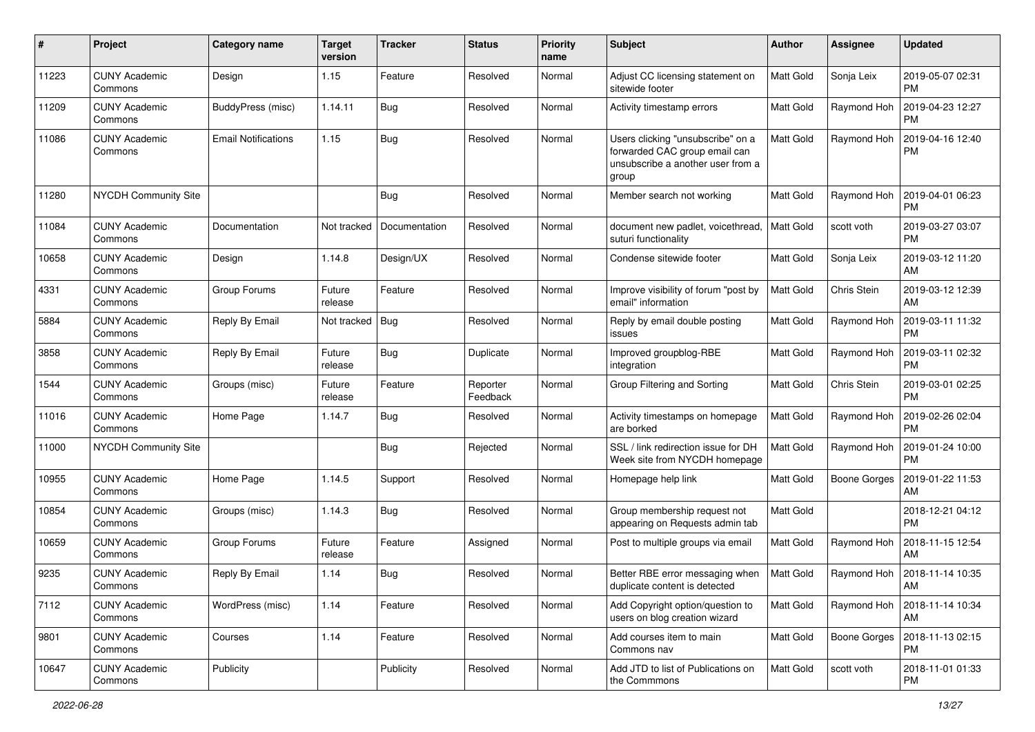| # | Project | Category name | Target version | Tracker | Status | Priority name | Subject | Author | Assignee | Updated |
|---|---|---|---|---|---|---|---|---|---|---|
| 11223 | CUNY Academic Commons | Design | 1.15 | Feature | Resolved | Normal | Adjust CC licensing statement on sitewide footer | Matt Gold | Sonja Leix | 2019-05-07 02:31 PM |
| 11209 | CUNY Academic Commons | BuddyPress (misc) | 1.14.11 | Bug | Resolved | Normal | Activity timestamp errors | Matt Gold | Raymond Hoh | 2019-04-23 12:27 PM |
| 11086 | CUNY Academic Commons | Email Notifications | 1.15 | Bug | Resolved | Normal | Users clicking "unsubscribe" on a forwarded CAC group email can unsubscribe a another user from a group | Matt Gold | Raymond Hoh | 2019-04-16 12:40 PM |
| 11280 | NYCDH Community Site | | | Bug | Resolved | Normal | Member search not working | Matt Gold | Raymond Hoh | 2019-04-01 06:23 PM |
| 11084 | CUNY Academic Commons | Documentation | Not tracked | Documentation | Resolved | Normal | document new padlet, voicethread, suturi functionality | Matt Gold | scott voth | 2019-03-27 03:07 PM |
| 10658 | CUNY Academic Commons | Design | 1.14.8 | Design/UX | Resolved | Normal | Condense sitewide footer | Matt Gold | Sonja Leix | 2019-03-12 11:20 AM |
| 4331 | CUNY Academic Commons | Group Forums | Future release | Feature | Resolved | Normal | Improve visibility of forum "post by email" information | Matt Gold | Chris Stein | 2019-03-12 12:39 AM |
| 5884 | CUNY Academic Commons | Reply By Email | Not tracked | Bug | Resolved | Normal | Reply by email double posting issues | Matt Gold | Raymond Hoh | 2019-03-11 11:32 PM |
| 3858 | CUNY Academic Commons | Reply By Email | Future release | Bug | Duplicate | Normal | Improved groupblog-RBE integration | Matt Gold | Raymond Hoh | 2019-03-11 02:32 PM |
| 1544 | CUNY Academic Commons | Groups (misc) | Future release | Feature | Reporter Feedback | Normal | Group Filtering and Sorting | Matt Gold | Chris Stein | 2019-03-01 02:25 PM |
| 11016 | CUNY Academic Commons | Home Page | 1.14.7 | Bug | Resolved | Normal | Activity timestamps on homepage are borked | Matt Gold | Raymond Hoh | 2019-02-26 02:04 PM |
| 11000 | NYCDH Community Site | | | Bug | Rejected | Normal | SSL / link redirection issue for DH Week site from NYCDH homepage | Matt Gold | Raymond Hoh | 2019-01-24 10:00 PM |
| 10955 | CUNY Academic Commons | Home Page | 1.14.5 | Support | Resolved | Normal | Homepage help link | Matt Gold | Boone Gorges | 2019-01-22 11:53 AM |
| 10854 | CUNY Academic Commons | Groups (misc) | 1.14.3 | Bug | Resolved | Normal | Group membership request not appearing on Requests admin tab | Matt Gold | | 2018-12-21 04:12 PM |
| 10659 | CUNY Academic Commons | Group Forums | Future release | Feature | Assigned | Normal | Post to multiple groups via email | Matt Gold | Raymond Hoh | 2018-11-15 12:54 AM |
| 9235 | CUNY Academic Commons | Reply By Email | 1.14 | Bug | Resolved | Normal | Better RBE error messaging when duplicate content is detected | Matt Gold | Raymond Hoh | 2018-11-14 10:35 AM |
| 7112 | CUNY Academic Commons | WordPress (misc) | 1.14 | Feature | Resolved | Normal | Add Copyright option/question to users on blog creation wizard | Matt Gold | Raymond Hoh | 2018-11-14 10:34 AM |
| 9801 | CUNY Academic Commons | Courses | 1.14 | Feature | Resolved | Normal | Add courses item to main Commons nav | Matt Gold | Boone Gorges | 2018-11-13 02:15 PM |
| 10647 | CUNY Academic Commons | Publicity | | Publicity | Resolved | Normal | Add JTD to list of Publications on the Commmons | Matt Gold | scott voth | 2018-11-01 01:33 PM |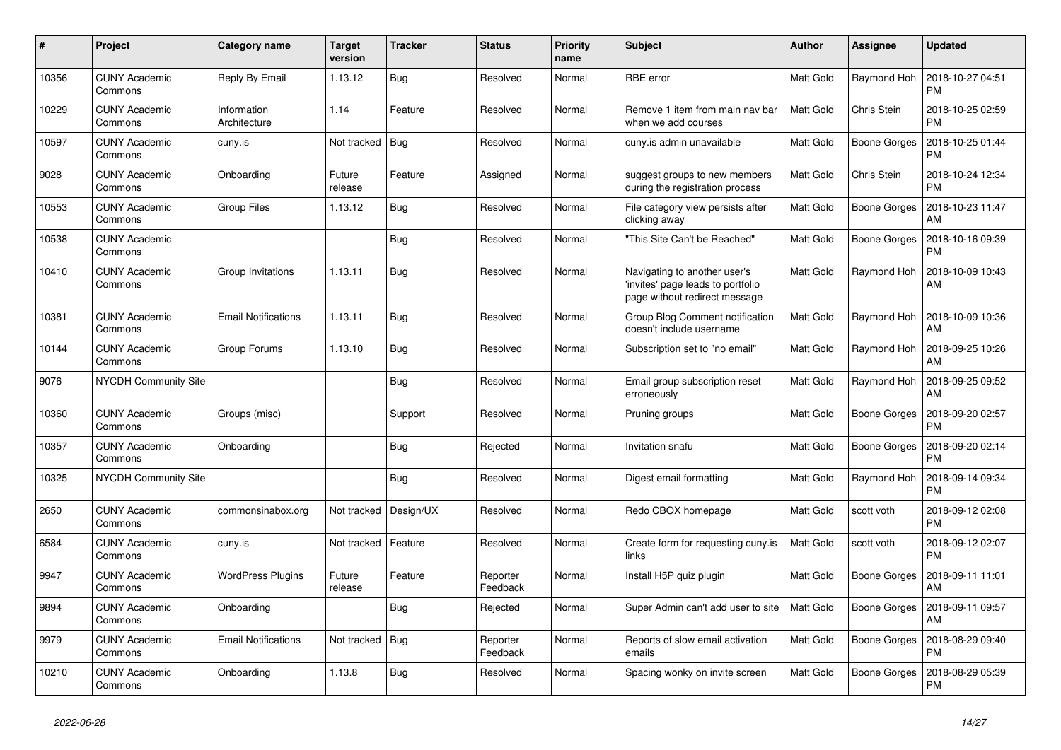| # | Project | Category name | Target version | Tracker | Status | Priority name | Subject | Author | Assignee | Updated |
|---|---|---|---|---|---|---|---|---|---|---|
| 10356 | CUNY Academic Commons | Reply By Email | 1.13.12 | Bug | Resolved | Normal | RBE error | Matt Gold | Raymond Hoh | 2018-10-27 04:51 PM |
| 10229 | CUNY Academic Commons | Information Architecture | 1.14 | Feature | Resolved | Normal | Remove 1 item from main nav bar when we add courses | Matt Gold | Chris Stein | 2018-10-25 02:59 PM |
| 10597 | CUNY Academic Commons | cuny.is | Not tracked | Bug | Resolved | Normal | cuny.is admin unavailable | Matt Gold | Boone Gorges | 2018-10-25 01:44 PM |
| 9028 | CUNY Academic Commons | Onboarding | Future release | Feature | Assigned | Normal | suggest groups to new members during the registration process | Matt Gold | Chris Stein | 2018-10-24 12:34 PM |
| 10553 | CUNY Academic Commons | Group Files | 1.13.12 | Bug | Resolved | Normal | File category view persists after clicking away | Matt Gold | Boone Gorges | 2018-10-23 11:47 AM |
| 10538 | CUNY Academic Commons | | | Bug | Resolved | Normal | "This Site Can't be Reached" | Matt Gold | Boone Gorges | 2018-10-16 09:39 PM |
| 10410 | CUNY Academic Commons | Group Invitations | 1.13.11 | Bug | Resolved | Normal | Navigating to another user's 'invites' page leads to portfolio page without redirect message | Matt Gold | Raymond Hoh | 2018-10-09 10:43 AM |
| 10381 | CUNY Academic Commons | Email Notifications | 1.13.11 | Bug | Resolved | Normal | Group Blog Comment notification doesn't include username | Matt Gold | Raymond Hoh | 2018-10-09 10:36 AM |
| 10144 | CUNY Academic Commons | Group Forums | 1.13.10 | Bug | Resolved | Normal | Subscription set to "no email" | Matt Gold | Raymond Hoh | 2018-09-25 10:26 AM |
| 9076 | NYCDH Community Site | | | Bug | Resolved | Normal | Email group subscription reset erroneously | Matt Gold | Raymond Hoh | 2018-09-25 09:52 AM |
| 10360 | CUNY Academic Commons | Groups (misc) | | Support | Resolved | Normal | Pruning groups | Matt Gold | Boone Gorges | 2018-09-20 02:57 PM |
| 10357 | CUNY Academic Commons | Onboarding | | Bug | Rejected | Normal | Invitation snafu | Matt Gold | Boone Gorges | 2018-09-20 02:14 PM |
| 10325 | NYCDH Community Site | | | Bug | Resolved | Normal | Digest email formatting | Matt Gold | Raymond Hoh | 2018-09-14 09:34 PM |
| 2650 | CUNY Academic Commons | commonsinabox.org | Not tracked | Design/UX | Resolved | Normal | Redo CBOX homepage | Matt Gold | scott voth | 2018-09-12 02:08 PM |
| 6584 | CUNY Academic Commons | cuny.is | Not tracked | Feature | Resolved | Normal | Create form for requesting cuny.is links | Matt Gold | scott voth | 2018-09-12 02:07 PM |
| 9947 | CUNY Academic Commons | WordPress Plugins | Future release | Feature | Reporter Feedback | Normal | Install H5P quiz plugin | Matt Gold | Boone Gorges | 2018-09-11 11:01 AM |
| 9894 | CUNY Academic Commons | Onboarding | | Bug | Rejected | Normal | Super Admin can't add user to site | Matt Gold | Boone Gorges | 2018-09-11 09:57 AM |
| 9979 | CUNY Academic Commons | Email Notifications | Not tracked | Bug | Reporter Feedback | Normal | Reports of slow email activation emails | Matt Gold | Boone Gorges | 2018-08-29 09:40 PM |
| 10210 | CUNY Academic Commons | Onboarding | 1.13.8 | Bug | Resolved | Normal | Spacing wonky on invite screen | Matt Gold | Boone Gorges | 2018-08-29 05:39 PM |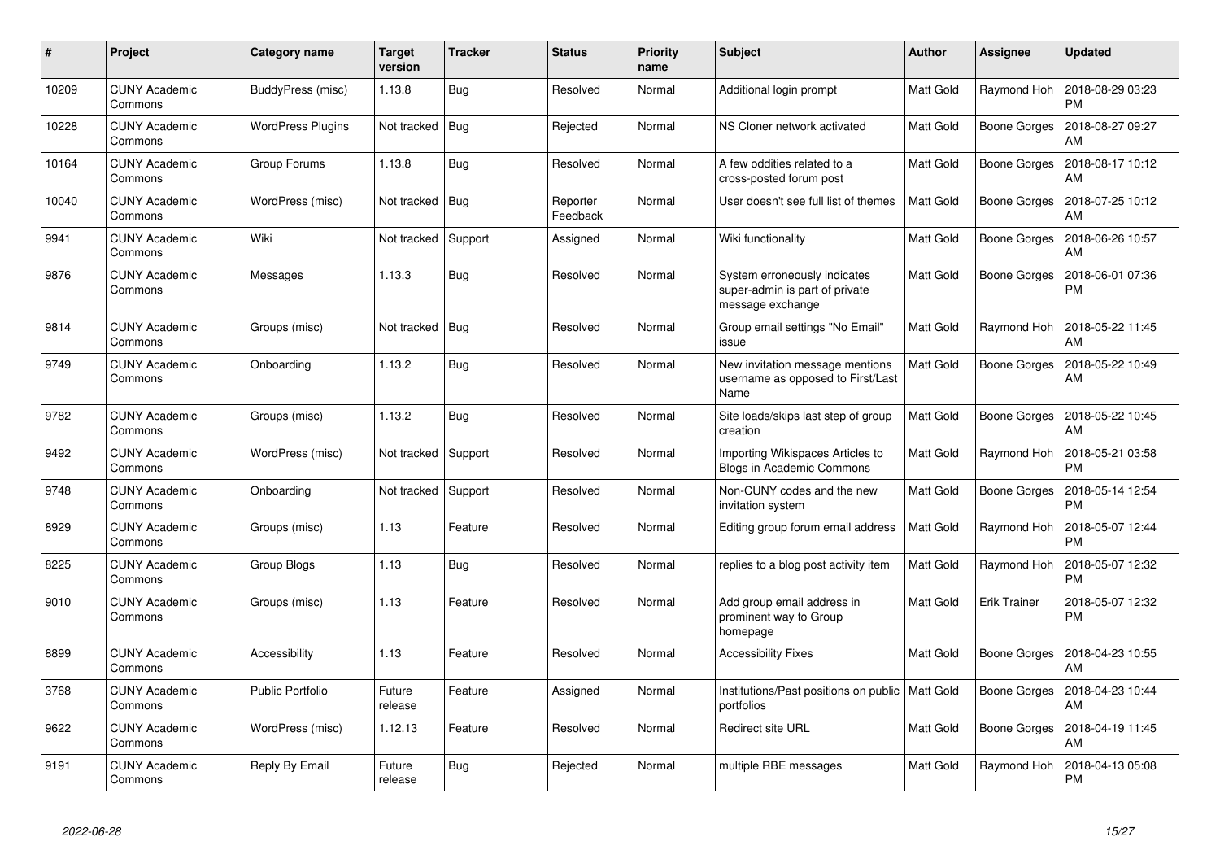| # | Project | Category name | Target version | Tracker | Status | Priority name | Subject | Author | Assignee | Updated |
|---|---|---|---|---|---|---|---|---|---|---|
| 10209 | CUNY Academic Commons | BuddyPress (misc) | 1.13.8 | Bug | Resolved | Normal | Additional login prompt | Matt Gold | Raymond Hoh | 2018-08-29 03:23 PM |
| 10228 | CUNY Academic Commons | WordPress Plugins | Not tracked | Bug | Rejected | Normal | NS Cloner network activated | Matt Gold | Boone Gorges | 2018-08-27 09:27 AM |
| 10164 | CUNY Academic Commons | Group Forums | 1.13.8 | Bug | Resolved | Normal | A few oddities related to a cross-posted forum post | Matt Gold | Boone Gorges | 2018-08-17 10:12 AM |
| 10040 | CUNY Academic Commons | WordPress (misc) | Not tracked | Bug | Reporter Feedback | Normal | User doesn't see full list of themes | Matt Gold | Boone Gorges | 2018-07-25 10:12 AM |
| 9941 | CUNY Academic Commons | Wiki | Not tracked | Support | Assigned | Normal | Wiki functionality | Matt Gold | Boone Gorges | 2018-06-26 10:57 AM |
| 9876 | CUNY Academic Commons | Messages | 1.13.3 | Bug | Resolved | Normal | System erroneously indicates super-admin is part of private message exchange | Matt Gold | Boone Gorges | 2018-06-01 07:36 PM |
| 9814 | CUNY Academic Commons | Groups (misc) | Not tracked | Bug | Resolved | Normal | Group email settings "No Email" issue | Matt Gold | Raymond Hoh | 2018-05-22 11:45 AM |
| 9749 | CUNY Academic Commons | Onboarding | 1.13.2 | Bug | Resolved | Normal | New invitation message mentions username as opposed to First/Last Name | Matt Gold | Boone Gorges | 2018-05-22 10:49 AM |
| 9782 | CUNY Academic Commons | Groups (misc) | 1.13.2 | Bug | Resolved | Normal | Site loads/skips last step of group creation | Matt Gold | Boone Gorges | 2018-05-22 10:45 AM |
| 9492 | CUNY Academic Commons | WordPress (misc) | Not tracked | Support | Resolved | Normal | Importing Wikispaces Articles to Blogs in Academic Commons | Matt Gold | Raymond Hoh | 2018-05-21 03:58 PM |
| 9748 | CUNY Academic Commons | Onboarding | Not tracked | Support | Resolved | Normal | Non-CUNY codes and the new invitation system | Matt Gold | Boone Gorges | 2018-05-14 12:54 PM |
| 8929 | CUNY Academic Commons | Groups (misc) | 1.13 | Feature | Resolved | Normal | Editing group forum email address | Matt Gold | Raymond Hoh | 2018-05-07 12:44 PM |
| 8225 | CUNY Academic Commons | Group Blogs | 1.13 | Bug | Resolved | Normal | replies to a blog post activity item | Matt Gold | Raymond Hoh | 2018-05-07 12:32 PM |
| 9010 | CUNY Academic Commons | Groups (misc) | 1.13 | Feature | Resolved | Normal | Add group email address in prominent way to Group homepage | Matt Gold | Erik Trainer | 2018-05-07 12:32 PM |
| 8899 | CUNY Academic Commons | Accessibility | 1.13 | Feature | Resolved | Normal | Accessibility Fixes | Matt Gold | Boone Gorges | 2018-04-23 10:55 AM |
| 3768 | CUNY Academic Commons | Public Portfolio | Future release | Feature | Assigned | Normal | Institutions/Past positions on public portfolios | Matt Gold | Boone Gorges | 2018-04-23 10:44 AM |
| 9622 | CUNY Academic Commons | WordPress (misc) | 1.12.13 | Feature | Resolved | Normal | Redirect site URL | Matt Gold | Boone Gorges | 2018-04-19 11:45 AM |
| 9191 | CUNY Academic Commons | Reply By Email | Future release | Bug | Rejected | Normal | multiple RBE messages | Matt Gold | Raymond Hoh | 2018-04-13 05:08 PM |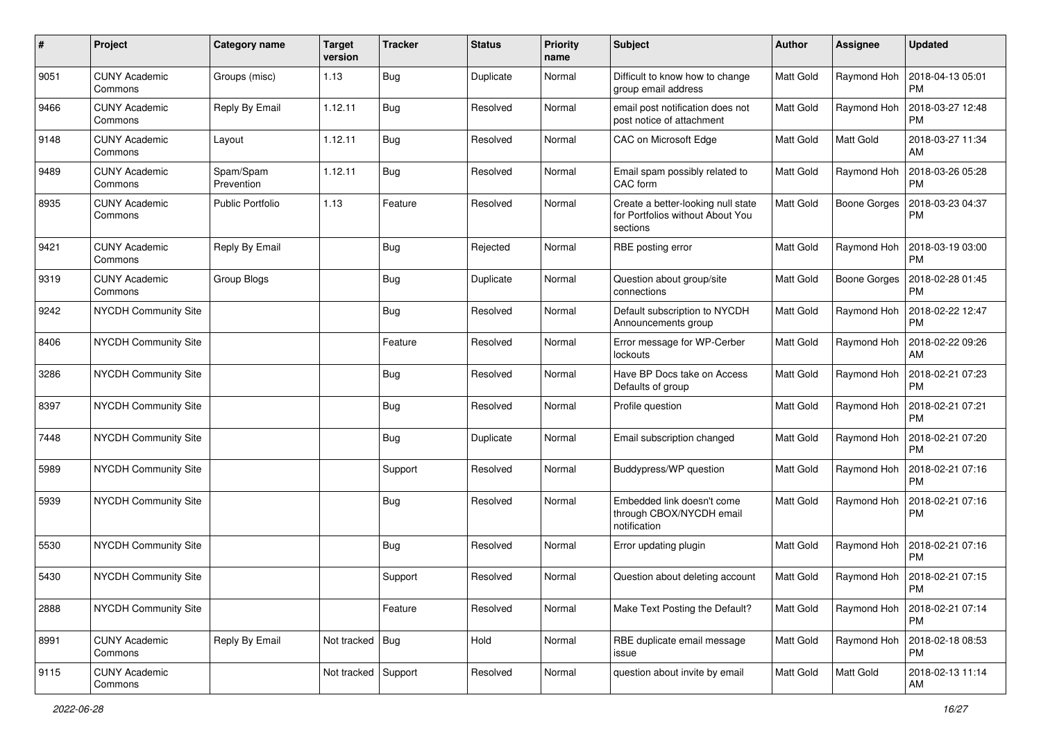| # | Project | Category name | Target version | Tracker | Status | Priority name | Subject | Author | Assignee | Updated |
|---|---|---|---|---|---|---|---|---|---|---|
| 9051 | CUNY Academic Commons | Groups (misc) | 1.13 | Bug | Duplicate | Normal | Difficult to know how to change group email address | Matt Gold | Raymond Hoh | 2018-04-13 05:01 PM |
| 9466 | CUNY Academic Commons | Reply By Email | 1.12.11 | Bug | Resolved | Normal | email post notification does not post notice of attachment | Matt Gold | Raymond Hoh | 2018-03-27 12:48 PM |
| 9148 | CUNY Academic Commons | Layout | 1.12.11 | Bug | Resolved | Normal | CAC on Microsoft Edge | Matt Gold | Matt Gold | 2018-03-27 11:34 AM |
| 9489 | CUNY Academic Commons | Spam/Spam Prevention | 1.12.11 | Bug | Resolved | Normal | Email spam possibly related to CAC form | Matt Gold | Raymond Hoh | 2018-03-26 05:28 PM |
| 8935 | CUNY Academic Commons | Public Portfolio | 1.13 | Feature | Resolved | Normal | Create a better-looking null state for Portfolios without About You sections | Matt Gold | Boone Gorges | 2018-03-23 04:37 PM |
| 9421 | CUNY Academic Commons | Reply By Email | | Bug | Rejected | Normal | RBE posting error | Matt Gold | Raymond Hoh | 2018-03-19 03:00 PM |
| 9319 | CUNY Academic Commons | Group Blogs | | Bug | Duplicate | Normal | Question about group/site connections | Matt Gold | Boone Gorges | 2018-02-28 01:45 PM |
| 9242 | NYCDH Community Site | | | Bug | Resolved | Normal | Default subscription to NYCDH Announcements group | Matt Gold | Raymond Hoh | 2018-02-22 12:47 PM |
| 8406 | NYCDH Community Site | | | Feature | Resolved | Normal | Error message for WP-Cerber lockouts | Matt Gold | Raymond Hoh | 2018-02-22 09:26 AM |
| 3286 | NYCDH Community Site | | | Bug | Resolved | Normal | Have BP Docs take on Access Defaults of group | Matt Gold | Raymond Hoh | 2018-02-21 07:23 PM |
| 8397 | NYCDH Community Site | | | Bug | Resolved | Normal | Profile question | Matt Gold | Raymond Hoh | 2018-02-21 07:21 PM |
| 7448 | NYCDH Community Site | | | Bug | Duplicate | Normal | Email subscription changed | Matt Gold | Raymond Hoh | 2018-02-21 07:20 PM |
| 5989 | NYCDH Community Site | | | Support | Resolved | Normal | Buddypress/WP question | Matt Gold | Raymond Hoh | 2018-02-21 07:16 PM |
| 5939 | NYCDH Community Site | | | Bug | Resolved | Normal | Embedded link doesn't come through CBOX/NYCDH email notification | Matt Gold | Raymond Hoh | 2018-02-21 07:16 PM |
| 5530 | NYCDH Community Site | | | Bug | Resolved | Normal | Error updating plugin | Matt Gold | Raymond Hoh | 2018-02-21 07:16 PM |
| 5430 | NYCDH Community Site | | | Support | Resolved | Normal | Question about deleting account | Matt Gold | Raymond Hoh | 2018-02-21 07:15 PM |
| 2888 | NYCDH Community Site | | | Feature | Resolved | Normal | Make Text Posting the Default? | Matt Gold | Raymond Hoh | 2018-02-21 07:14 PM |
| 8991 | CUNY Academic Commons | Reply By Email | Not tracked | Bug | Hold | Normal | RBE duplicate email message issue | Matt Gold | Raymond Hoh | 2018-02-18 08:53 PM |
| 9115 | CUNY Academic Commons | | Not tracked | Support | Resolved | Normal | question about invite by email | Matt Gold | Matt Gold | 2018-02-13 11:14 AM |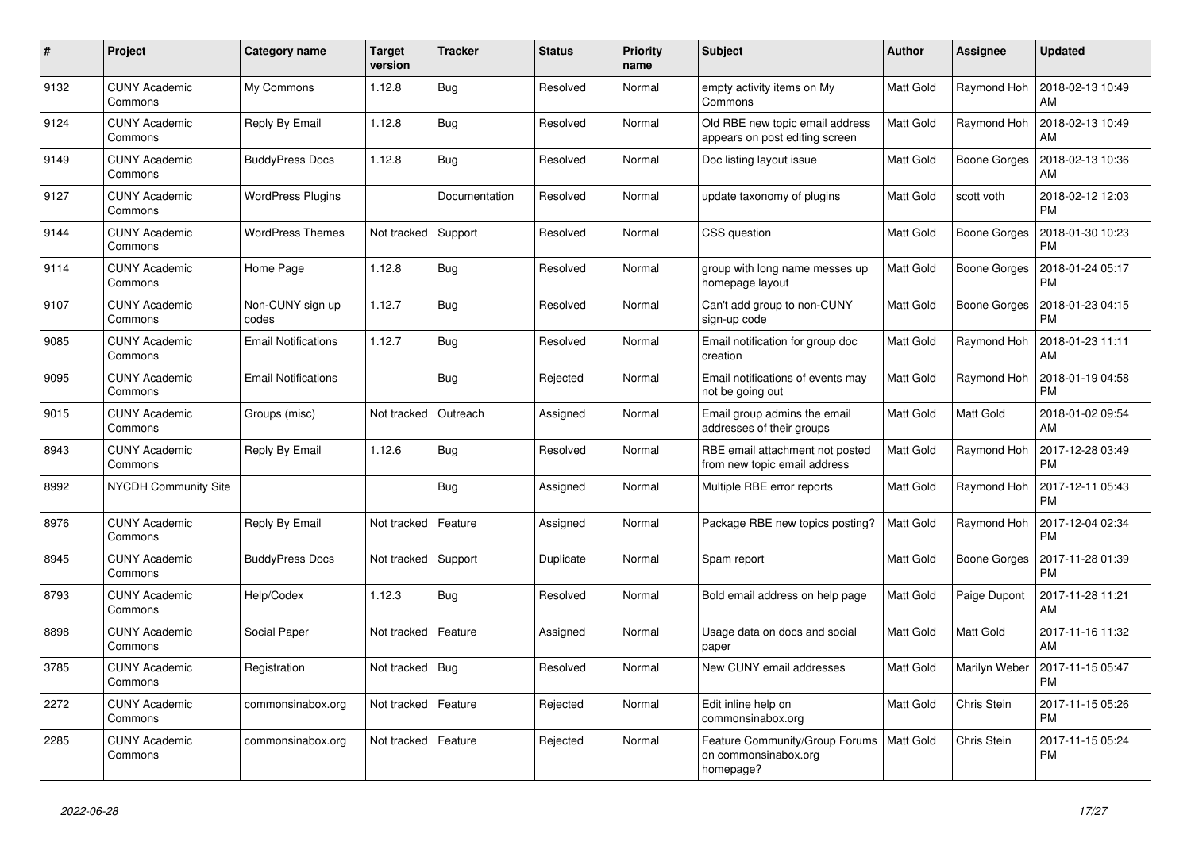| # | Project | Category name | Target version | Tracker | Status | Priority name | Subject | Author | Assignee | Updated |
|---|---|---|---|---|---|---|---|---|---|---|
| 9132 | CUNY Academic Commons | My Commons | 1.12.8 | Bug | Resolved | Normal | empty activity items on My Commons | Matt Gold | Raymond Hoh | 2018-02-13 10:49 AM |
| 9124 | CUNY Academic Commons | Reply By Email | 1.12.8 | Bug | Resolved | Normal | Old RBE new topic email address appears on post editing screen | Matt Gold | Raymond Hoh | 2018-02-13 10:49 AM |
| 9149 | CUNY Academic Commons | BuddyPress Docs | 1.12.8 | Bug | Resolved | Normal | Doc listing layout issue | Matt Gold | Boone Gorges | 2018-02-13 10:36 AM |
| 9127 | CUNY Academic Commons | WordPress Plugins | | Documentation | Resolved | Normal | update taxonomy of plugins | Matt Gold | scott voth | 2018-02-12 12:03 PM |
| 9144 | CUNY Academic Commons | WordPress Themes | Not tracked | Support | Resolved | Normal | CSS question | Matt Gold | Boone Gorges | 2018-01-30 10:23 PM |
| 9114 | CUNY Academic Commons | Home Page | 1.12.8 | Bug | Resolved | Normal | group with long name messes up homepage layout | Matt Gold | Boone Gorges | 2018-01-24 05:17 PM |
| 9107 | CUNY Academic Commons | Non-CUNY sign up codes | 1.12.7 | Bug | Resolved | Normal | Can't add group to non-CUNY sign-up code | Matt Gold | Boone Gorges | 2018-01-23 04:15 PM |
| 9085 | CUNY Academic Commons | Email Notifications | 1.12.7 | Bug | Resolved | Normal | Email notification for group doc creation | Matt Gold | Raymond Hoh | 2018-01-23 11:11 AM |
| 9095 | CUNY Academic Commons | Email Notifications | | Bug | Rejected | Normal | Email notifications of events may not be going out | Matt Gold | Raymond Hoh | 2018-01-19 04:58 PM |
| 9015 | CUNY Academic Commons | Groups (misc) | Not tracked | Outreach | Assigned | Normal | Email group admins the email addresses of their groups | Matt Gold | Matt Gold | 2018-01-02 09:54 AM |
| 8943 | CUNY Academic Commons | Reply By Email | 1.12.6 | Bug | Resolved | Normal | RBE email attachment not posted from new topic email address | Matt Gold | Raymond Hoh | 2017-12-28 03:49 PM |
| 8992 | NYCDH Community Site | | | Bug | Assigned | Normal | Multiple RBE error reports | Matt Gold | Raymond Hoh | 2017-12-11 05:43 PM |
| 8976 | CUNY Academic Commons | Reply By Email | Not tracked | Feature | Assigned | Normal | Package RBE new topics posting? | Matt Gold | Raymond Hoh | 2017-12-04 02:34 PM |
| 8945 | CUNY Academic Commons | BuddyPress Docs | Not tracked | Support | Duplicate | Normal | Spam report | Matt Gold | Boone Gorges | 2017-11-28 01:39 PM |
| 8793 | CUNY Academic Commons | Help/Codex | 1.12.3 | Bug | Resolved | Normal | Bold email address on help page | Matt Gold | Paige Dupont | 2017-11-28 11:21 AM |
| 8898 | CUNY Academic Commons | Social Paper | Not tracked | Feature | Assigned | Normal | Usage data on docs and social paper | Matt Gold | Matt Gold | 2017-11-16 11:32 AM |
| 3785 | CUNY Academic Commons | Registration | Not tracked | Bug | Resolved | Normal | New CUNY email addresses | Matt Gold | Marilyn Weber | 2017-11-15 05:47 PM |
| 2272 | CUNY Academic Commons | commonsinabox.org | Not tracked | Feature | Rejected | Normal | Edit inline help on commonsinabox.org | Matt Gold | Chris Stein | 2017-11-15 05:26 PM |
| 2285 | CUNY Academic Commons | commonsinabox.org | Not tracked | Feature | Rejected | Normal | Feature Community/Group Forums on commonsinabox.org homepage? | Matt Gold | Chris Stein | 2017-11-15 05:24 PM |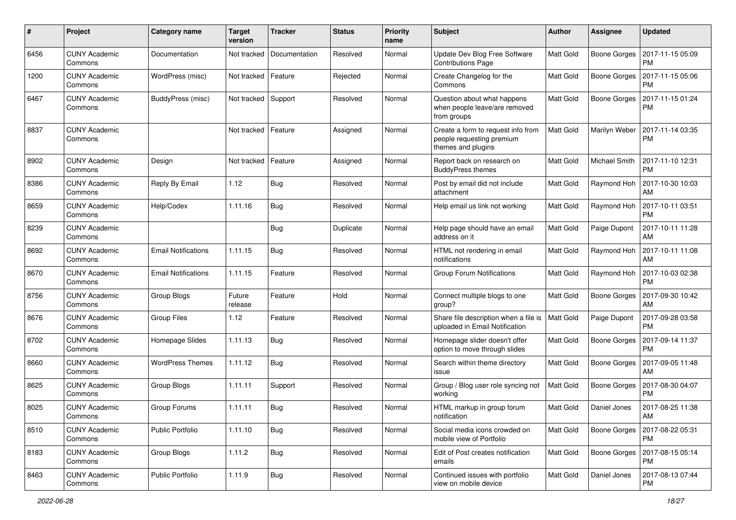| # | Project | Category name | Target version | Tracker | Status | Priority name | Subject | Author | Assignee | Updated |
|---|---|---|---|---|---|---|---|---|---|---|
| 6456 | CUNY Academic Commons | Documentation | Not tracked | Documentation | Resolved | Normal | Update Dev Blog Free Software Contributions Page | Matt Gold | Boone Gorges | 2017-11-15 05:09 PM |
| 1200 | CUNY Academic Commons | WordPress (misc) | Not tracked | Feature | Rejected | Normal | Create Changelog for the Commons | Matt Gold | Boone Gorges | 2017-11-15 05:06 PM |
| 6467 | CUNY Academic Commons | BuddyPress (misc) | Not tracked | Support | Resolved | Normal | Question about what happens when people leave/are removed from groups | Matt Gold | Boone Gorges | 2017-11-15 01:24 PM |
| 8837 | CUNY Academic Commons | | Not tracked | Feature | Assigned | Normal | Create a form to request info from people requesting premium themes and plugins | Matt Gold | Marilyn Weber | 2017-11-14 03:35 PM |
| 8902 | CUNY Academic Commons | Design | Not tracked | Feature | Assigned | Normal | Report back on research on BuddyPress themes | Matt Gold | Michael Smith | 2017-11-10 12:31 PM |
| 8386 | CUNY Academic Commons | Reply By Email | 1.12 | Bug | Resolved | Normal | Post by email did not include attachment | Matt Gold | Raymond Hoh | 2017-10-30 10:03 AM |
| 8659 | CUNY Academic Commons | Help/Codex | 1.11.16 | Bug | Resolved | Normal | Help email us link not working | Matt Gold | Raymond Hoh | 2017-10-11 03:51 PM |
| 8239 | CUNY Academic Commons | | | Bug | Duplicate | Normal | Help page should have an email address on it | Matt Gold | Paige Dupont | 2017-10-11 11:28 AM |
| 8692 | CUNY Academic Commons | Email Notifications | 1.11.15 | Bug | Resolved | Normal | HTML not rendering in email notifications | Matt Gold | Raymond Hoh | 2017-10-11 11:08 AM |
| 8670 | CUNY Academic Commons | Email Notifications | 1.11.15 | Feature | Resolved | Normal | Group Forum Notifications | Matt Gold | Raymond Hoh | 2017-10-03 02:38 PM |
| 8756 | CUNY Academic Commons | Group Blogs | Future release | Feature | Hold | Normal | Connect multiple blogs to one group? | Matt Gold | Boone Gorges | 2017-09-30 10:42 AM |
| 8676 | CUNY Academic Commons | Group Files | 1.12 | Feature | Resolved | Normal | Share file description when a file is uploaded in Email Notification | Matt Gold | Paige Dupont | 2017-09-28 03:58 PM |
| 8702 | CUNY Academic Commons | Homepage Slides | 1.11.13 | Bug | Resolved | Normal | Homepage slider doesn't offer option to move through slides | Matt Gold | Boone Gorges | 2017-09-14 11:37 PM |
| 8660 | CUNY Academic Commons | WordPress Themes | 1.11.12 | Bug | Resolved | Normal | Search within theme directory issue | Matt Gold | Boone Gorges | 2017-09-05 11:48 AM |
| 8625 | CUNY Academic Commons | Group Blogs | 1.11.11 | Support | Resolved | Normal | Group / Blog user role syncing not working | Matt Gold | Boone Gorges | 2017-08-30 04:07 PM |
| 8025 | CUNY Academic Commons | Group Forums | 1.11.11 | Bug | Resolved | Normal | HTML markup in group forum notification | Matt Gold | Daniel Jones | 2017-08-25 11:38 AM |
| 8510 | CUNY Academic Commons | Public Portfolio | 1.11.10 | Bug | Resolved | Normal | Social media icons crowded on mobile view of Portfolio | Matt Gold | Boone Gorges | 2017-08-22 05:31 PM |
| 8183 | CUNY Academic Commons | Group Blogs | 1.11.2 | Bug | Resolved | Normal | Edit of Post creates notification emails | Matt Gold | Boone Gorges | 2017-08-15 05:14 PM |
| 8463 | CUNY Academic Commons | Public Portfolio | 1.11.9 | Bug | Resolved | Normal | Continued issues with portfolio view on mobile device | Matt Gold | Daniel Jones | 2017-08-13 07:44 PM |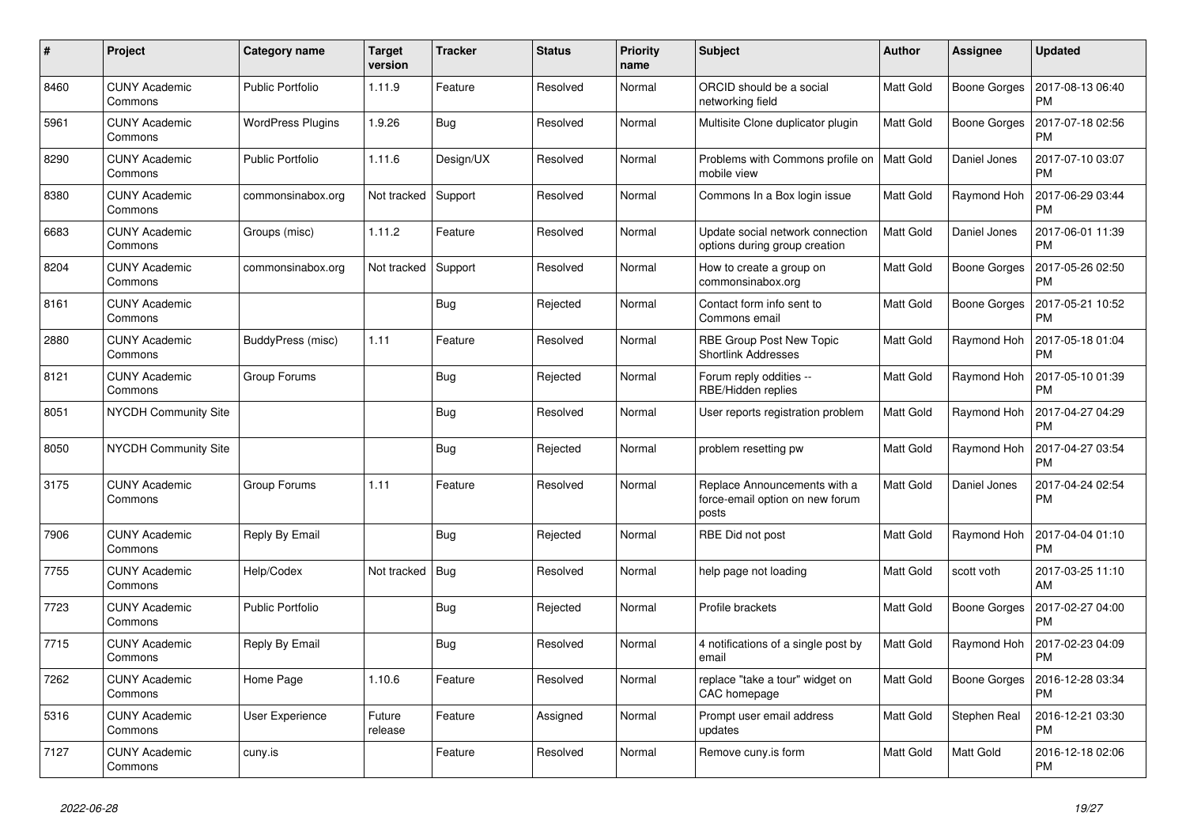| # | Project | Category name | Target version | Tracker | Status | Priority name | Subject | Author | Assignee | Updated |
|---|---|---|---|---|---|---|---|---|---|---|
| 8460 | CUNY Academic Commons | Public Portfolio | 1.11.9 | Feature | Resolved | Normal | ORCID should be a social networking field | Matt Gold | Boone Gorges | 2017-08-13 06:40 PM |
| 5961 | CUNY Academic Commons | WordPress Plugins | 1.9.26 | Bug | Resolved | Normal | Multisite Clone duplicator plugin | Matt Gold | Boone Gorges | 2017-07-18 02:56 PM |
| 8290 | CUNY Academic Commons | Public Portfolio | 1.11.6 | Design/UX | Resolved | Normal | Problems with Commons profile on mobile view | Matt Gold | Daniel Jones | 2017-07-10 03:07 PM |
| 8380 | CUNY Academic Commons | commonsinabox.org | Not tracked | Support | Resolved | Normal | Commons In a Box login issue | Matt Gold | Raymond Hoh | 2017-06-29 03:44 PM |
| 6683 | CUNY Academic Commons | Groups (misc) | 1.11.2 | Feature | Resolved | Normal | Update social network connection options during group creation | Matt Gold | Daniel Jones | 2017-06-01 11:39 PM |
| 8204 | CUNY Academic Commons | commonsinabox.org | Not tracked | Support | Resolved | Normal | How to create a group on commonsinabox.org | Matt Gold | Boone Gorges | 2017-05-26 02:50 PM |
| 8161 | CUNY Academic Commons | | | Bug | Rejected | Normal | Contact form info sent to Commons email | Matt Gold | Boone Gorges | 2017-05-21 10:52 PM |
| 2880 | CUNY Academic Commons | BuddyPress (misc) | 1.11 | Feature | Resolved | Normal | RBE Group Post New Topic Shortlink Addresses | Matt Gold | Raymond Hoh | 2017-05-18 01:04 PM |
| 8121 | CUNY Academic Commons | Group Forums | | Bug | Rejected | Normal | Forum reply oddities -- RBE/Hidden replies | Matt Gold | Raymond Hoh | 2017-05-10 01:39 PM |
| 8051 | NYCDH Community Site | | | Bug | Resolved | Normal | User reports registration problem | Matt Gold | Raymond Hoh | 2017-04-27 04:29 PM |
| 8050 | NYCDH Community Site | | | Bug | Rejected | Normal | problem resetting pw | Matt Gold | Raymond Hoh | 2017-04-27 03:54 PM |
| 3175 | CUNY Academic Commons | Group Forums | 1.11 | Feature | Resolved | Normal | Replace Announcements with a force-email option on new forum posts | Matt Gold | Daniel Jones | 2017-04-24 02:54 PM |
| 7906 | CUNY Academic Commons | Reply By Email | | Bug | Rejected | Normal | RBE Did not post | Matt Gold | Raymond Hoh | 2017-04-04 01:10 PM |
| 7755 | CUNY Academic Commons | Help/Codex | Not tracked | Bug | Resolved | Normal | help page not loading | Matt Gold | scott voth | 2017-03-25 11:10 AM |
| 7723 | CUNY Academic Commons | Public Portfolio | | Bug | Rejected | Normal | Profile brackets | Matt Gold | Boone Gorges | 2017-02-27 04:00 PM |
| 7715 | CUNY Academic Commons | Reply By Email | | Bug | Resolved | Normal | 4 notifications of a single post by email | Matt Gold | Raymond Hoh | 2017-02-23 04:09 PM |
| 7262 | CUNY Academic Commons | Home Page | 1.10.6 | Feature | Resolved | Normal | replace "take a tour" widget on CAC homepage | Matt Gold | Boone Gorges | 2016-12-28 03:34 PM |
| 5316 | CUNY Academic Commons | User Experience | Future release | Feature | Assigned | Normal | Prompt user email address updates | Matt Gold | Stephen Real | 2016-12-21 03:30 PM |
| 7127 | CUNY Academic Commons | cuny.is | | Feature | Resolved | Normal | Remove cuny.is form | Matt Gold | Matt Gold | 2016-12-18 02:06 PM |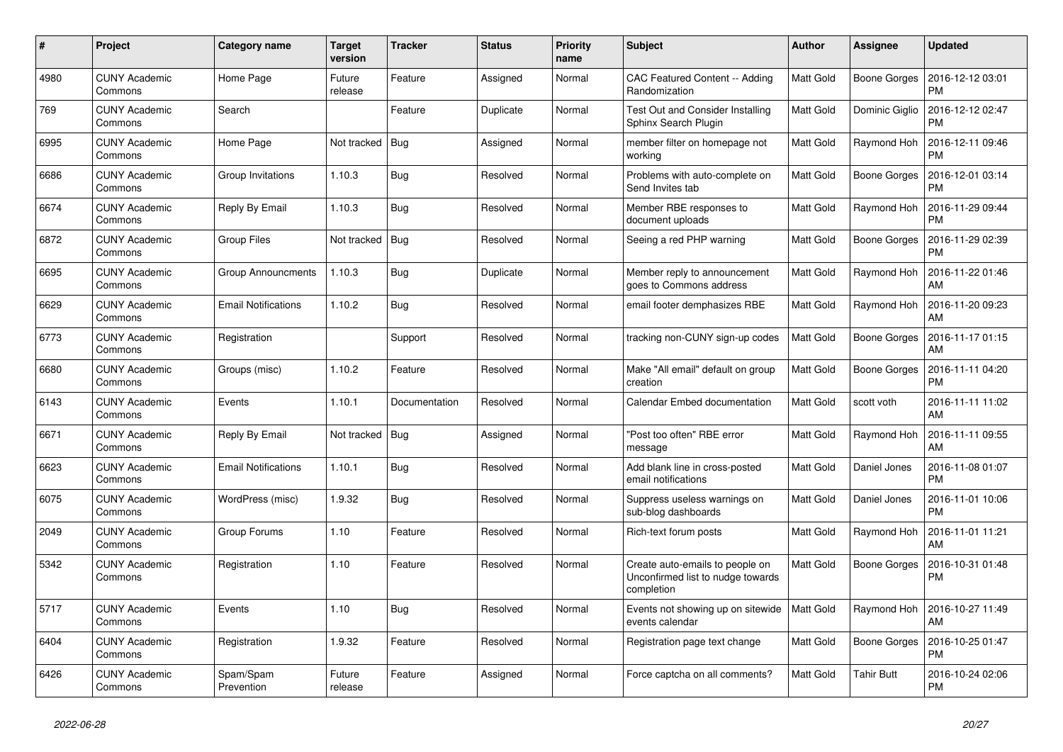| # | Project | Category name | Target version | Tracker | Status | Priority name | Subject | Author | Assignee | Updated |
|---|---|---|---|---|---|---|---|---|---|---|
| 4980 | CUNY Academic Commons | Home Page | Future release | Feature | Assigned | Normal | CAC Featured Content -- Adding Randomization | Matt Gold | Boone Gorges | 2016-12-12 03:01 PM |
| 769 | CUNY Academic Commons | Search | | Feature | Duplicate | Normal | Test Out and Consider Installing Sphinx Search Plugin | Matt Gold | Dominic Giglio | 2016-12-12 02:47 PM |
| 6995 | CUNY Academic Commons | Home Page | Not tracked | Bug | Assigned | Normal | member filter on homepage not working | Matt Gold | Raymond Hoh | 2016-12-11 09:46 PM |
| 6686 | CUNY Academic Commons | Group Invitations | 1.10.3 | Bug | Resolved | Normal | Problems with auto-complete on Send Invites tab | Matt Gold | Boone Gorges | 2016-12-01 03:14 PM |
| 6674 | CUNY Academic Commons | Reply By Email | 1.10.3 | Bug | Resolved | Normal | Member RBE responses to document uploads | Matt Gold | Raymond Hoh | 2016-11-29 09:44 PM |
| 6872 | CUNY Academic Commons | Group Files | Not tracked | Bug | Resolved | Normal | Seeing a red PHP warning | Matt Gold | Boone Gorges | 2016-11-29 02:39 PM |
| 6695 | CUNY Academic Commons | Group Announcments | 1.10.3 | Bug | Duplicate | Normal | Member reply to announcement goes to Commons address | Matt Gold | Raymond Hoh | 2016-11-22 01:46 AM |
| 6629 | CUNY Academic Commons | Email Notifications | 1.10.2 | Bug | Resolved | Normal | email footer demphasizes RBE | Matt Gold | Raymond Hoh | 2016-11-20 09:23 AM |
| 6773 | CUNY Academic Commons | Registration | | Support | Resolved | Normal | tracking non-CUNY sign-up codes | Matt Gold | Boone Gorges | 2016-11-17 01:15 AM |
| 6680 | CUNY Academic Commons | Groups (misc) | 1.10.2 | Feature | Resolved | Normal | Make "All email" default on group creation | Matt Gold | Boone Gorges | 2016-11-11 04:20 PM |
| 6143 | CUNY Academic Commons | Events | 1.10.1 | Documentation | Resolved | Normal | Calendar Embed documentation | Matt Gold | scott voth | 2016-11-11 11:02 AM |
| 6671 | CUNY Academic Commons | Reply By Email | Not tracked | Bug | Assigned | Normal | "Post too often" RBE error message | Matt Gold | Raymond Hoh | 2016-11-11 09:55 AM |
| 6623 | CUNY Academic Commons | Email Notifications | 1.10.1 | Bug | Resolved | Normal | Add blank line in cross-posted email notifications | Matt Gold | Daniel Jones | 2016-11-08 01:07 PM |
| 6075 | CUNY Academic Commons | WordPress (misc) | 1.9.32 | Bug | Resolved | Normal | Suppress useless warnings on sub-blog dashboards | Matt Gold | Daniel Jones | 2016-11-01 10:06 PM |
| 2049 | CUNY Academic Commons | Group Forums | 1.10 | Feature | Resolved | Normal | Rich-text forum posts | Matt Gold | Raymond Hoh | 2016-11-01 11:21 AM |
| 5342 | CUNY Academic Commons | Registration | 1.10 | Feature | Resolved | Normal | Create auto-emails to people on Unconfirmed list to nudge towards completion | Matt Gold | Boone Gorges | 2016-10-31 01:48 PM |
| 5717 | CUNY Academic Commons | Events | 1.10 | Bug | Resolved | Normal | Events not showing up on sitewide events calendar | Matt Gold | Raymond Hoh | 2016-10-27 11:49 AM |
| 6404 | CUNY Academic Commons | Registration | 1.9.32 | Feature | Resolved | Normal | Registration page text change | Matt Gold | Boone Gorges | 2016-10-25 01:47 PM |
| 6426 | CUNY Academic Commons | Spam/Spam Prevention | Future release | Feature | Assigned | Normal | Force captcha on all comments? | Matt Gold | Tahir Butt | 2016-10-24 02:06 PM |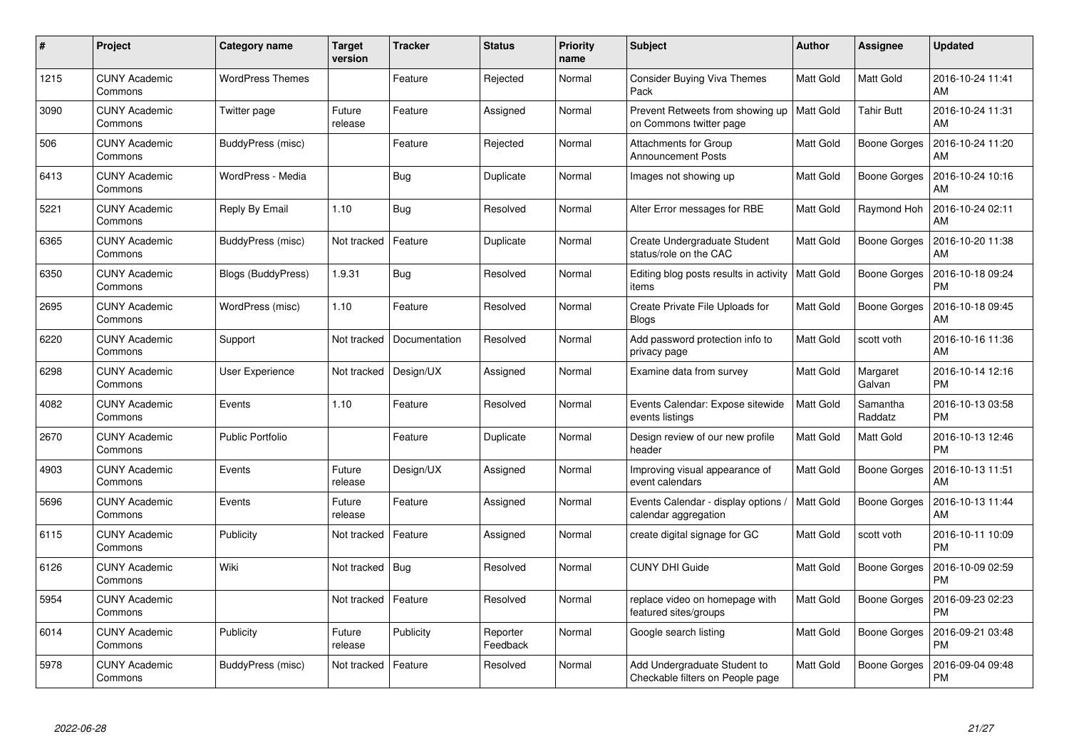| # | Project | Category name | Target version | Tracker | Status | Priority name | Subject | Author | Assignee | Updated |
|---|---|---|---|---|---|---|---|---|---|---|
| 1215 | CUNY Academic Commons | WordPress Themes | | Feature | Rejected | Normal | Consider Buying Viva Themes Pack | Matt Gold | Matt Gold | 2016-10-24 11:41 AM |
| 3090 | CUNY Academic Commons | Twitter page | Future release | Feature | Assigned | Normal | Prevent Retweets from showing up on Commons twitter page | Matt Gold | Tahir Butt | 2016-10-24 11:31 AM |
| 506 | CUNY Academic Commons | BuddyPress (misc) | | Feature | Rejected | Normal | Attachments for Group Announcement Posts | Matt Gold | Boone Gorges | 2016-10-24 11:20 AM |
| 6413 | CUNY Academic Commons | WordPress - Media | | Bug | Duplicate | Normal | Images not showing up | Matt Gold | Boone Gorges | 2016-10-24 10:16 AM |
| 5221 | CUNY Academic Commons | Reply By Email | 1.10 | Bug | Resolved | Normal | Alter Error messages for RBE | Matt Gold | Raymond Hoh | 2016-10-24 02:11 AM |
| 6365 | CUNY Academic Commons | BuddyPress (misc) | Not tracked | Feature | Duplicate | Normal | Create Undergraduate Student status/role on the CAC | Matt Gold | Boone Gorges | 2016-10-20 11:38 AM |
| 6350 | CUNY Academic Commons | Blogs (BuddyPress) | 1.9.31 | Bug | Resolved | Normal | Editing blog posts results in activity items | Matt Gold | Boone Gorges | 2016-10-18 09:24 PM |
| 2695 | CUNY Academic Commons | WordPress (misc) | 1.10 | Feature | Resolved | Normal | Create Private File Uploads for Blogs | Matt Gold | Boone Gorges | 2016-10-18 09:45 AM |
| 6220 | CUNY Academic Commons | Support | Not tracked | Documentation | Resolved | Normal | Add password protection info to privacy page | Matt Gold | scott voth | 2016-10-16 11:36 AM |
| 6298 | CUNY Academic Commons | User Experience | Not tracked | Design/UX | Assigned | Normal | Examine data from survey | Matt Gold | Margaret Galvan | 2016-10-14 12:16 PM |
| 4082 | CUNY Academic Commons | Events | 1.10 | Feature | Resolved | Normal | Events Calendar: Expose sitewide events listings | Matt Gold | Samantha Raddatz | 2016-10-13 03:58 PM |
| 2670 | CUNY Academic Commons | Public Portfolio | | Feature | Duplicate | Normal | Design review of our new profile header | Matt Gold | Matt Gold | 2016-10-13 12:46 PM |
| 4903 | CUNY Academic Commons | Events | Future release | Design/UX | Assigned | Normal | Improving visual appearance of event calendars | Matt Gold | Boone Gorges | 2016-10-13 11:51 AM |
| 5696 | CUNY Academic Commons | Events | Future release | Feature | Assigned | Normal | Events Calendar - display options / calendar aggregation | Matt Gold | Boone Gorges | 2016-10-13 11:44 AM |
| 6115 | CUNY Academic Commons | Publicity | Not tracked | Feature | Assigned | Normal | create digital signage for GC | Matt Gold | scott voth | 2016-10-11 10:09 PM |
| 6126 | CUNY Academic Commons | Wiki | Not tracked | Bug | Resolved | Normal | CUNY DHI Guide | Matt Gold | Boone Gorges | 2016-10-09 02:59 PM |
| 5954 | CUNY Academic Commons | | Not tracked | Feature | Resolved | Normal | replace video on homepage with featured sites/groups | Matt Gold | Boone Gorges | 2016-09-23 02:23 PM |
| 6014 | CUNY Academic Commons | Publicity | Future release | Publicity | Reporter Feedback | Normal | Google search listing | Matt Gold | Boone Gorges | 2016-09-21 03:48 PM |
| 5978 | CUNY Academic Commons | BuddyPress (misc) | Not tracked | Feature | Resolved | Normal | Add Undergraduate Student to Checkable filters on People page | Matt Gold | Boone Gorges | 2016-09-04 09:48 PM |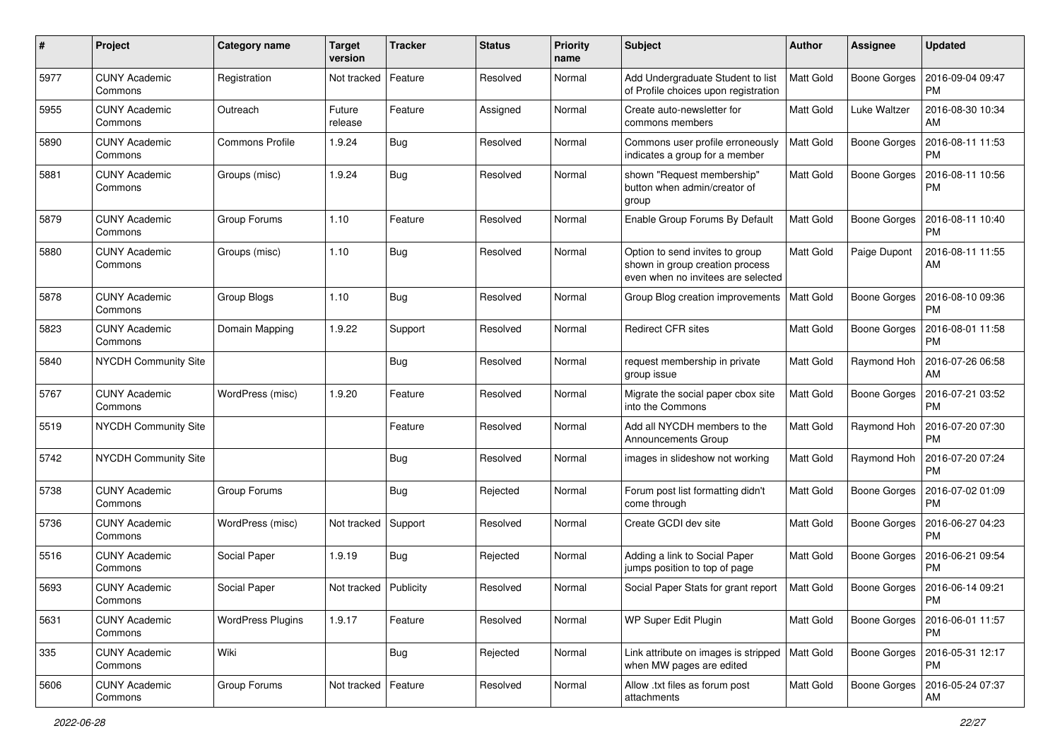| # | Project | Category name | Target version | Tracker | Status | Priority name | Subject | Author | Assignee | Updated |
|---|---|---|---|---|---|---|---|---|---|---|
| 5977 | CUNY Academic Commons | Registration | Not tracked | Feature | Resolved | Normal | Add Undergraduate Student to list of Profile choices upon registration | Matt Gold | Boone Gorges | 2016-09-04 09:47 PM |
| 5955 | CUNY Academic Commons | Outreach | Future release | Feature | Assigned | Normal | Create auto-newsletter for commons members | Matt Gold | Luke Waltzer | 2016-08-30 10:34 AM |
| 5890 | CUNY Academic Commons | Commons Profile | 1.9.24 | Bug | Resolved | Normal | Commons user profile erroneously indicates a group for a member | Matt Gold | Boone Gorges | 2016-08-11 11:53 PM |
| 5881 | CUNY Academic Commons | Groups (misc) | 1.9.24 | Bug | Resolved | Normal | shown "Request membership" button when admin/creator of group | Matt Gold | Boone Gorges | 2016-08-11 10:56 PM |
| 5879 | CUNY Academic Commons | Group Forums | 1.10 | Feature | Resolved | Normal | Enable Group Forums By Default | Matt Gold | Boone Gorges | 2016-08-11 10:40 PM |
| 5880 | CUNY Academic Commons | Groups (misc) | 1.10 | Bug | Resolved | Normal | Option to send invites to group shown in group creation process even when no invitees are selected | Matt Gold | Paige Dupont | 2016-08-11 11:55 AM |
| 5878 | CUNY Academic Commons | Group Blogs | 1.10 | Bug | Resolved | Normal | Group Blog creation improvements | Matt Gold | Boone Gorges | 2016-08-10 09:36 PM |
| 5823 | CUNY Academic Commons | Domain Mapping | 1.9.22 | Support | Resolved | Normal | Redirect CFR sites | Matt Gold | Boone Gorges | 2016-08-01 11:58 PM |
| 5840 | NYCDH Community Site | | | Bug | Resolved | Normal | request membership in private group issue | Matt Gold | Raymond Hoh | 2016-07-26 06:58 AM |
| 5767 | CUNY Academic Commons | WordPress (misc) | 1.9.20 | Feature | Resolved | Normal | Migrate the social paper cbox site into the Commons | Matt Gold | Boone Gorges | 2016-07-21 03:52 PM |
| 5519 | NYCDH Community Site | | | Feature | Resolved | Normal | Add all NYCDH members to the Announcements Group | Matt Gold | Raymond Hoh | 2016-07-20 07:30 PM |
| 5742 | NYCDH Community Site | | | Bug | Resolved | Normal | images in slideshow not working | Matt Gold | Raymond Hoh | 2016-07-20 07:24 PM |
| 5738 | CUNY Academic Commons | Group Forums | | Bug | Rejected | Normal | Forum post list formatting didn't come through | Matt Gold | Boone Gorges | 2016-07-02 01:09 PM |
| 5736 | CUNY Academic Commons | WordPress (misc) | Not tracked | Support | Resolved | Normal | Create GCDI dev site | Matt Gold | Boone Gorges | 2016-06-27 04:23 PM |
| 5516 | CUNY Academic Commons | Social Paper | 1.9.19 | Bug | Rejected | Normal | Adding a link to Social Paper jumps position to top of page | Matt Gold | Boone Gorges | 2016-06-21 09:54 PM |
| 5693 | CUNY Academic Commons | Social Paper | Not tracked | Publicity | Resolved | Normal | Social Paper Stats for grant report | Matt Gold | Boone Gorges | 2016-06-14 09:21 PM |
| 5631 | CUNY Academic Commons | WordPress Plugins | 1.9.17 | Feature | Resolved | Normal | WP Super Edit Plugin | Matt Gold | Boone Gorges | 2016-06-01 11:57 PM |
| 335 | CUNY Academic Commons | Wiki | | Bug | Rejected | Normal | Link attribute on images is stripped when MW pages are edited | Matt Gold | Boone Gorges | 2016-05-31 12:17 PM |
| 5606 | CUNY Academic Commons | Group Forums | Not tracked | Feature | Resolved | Normal | Allow .txt files as forum post attachments | Matt Gold | Boone Gorges | 2016-05-24 07:37 AM |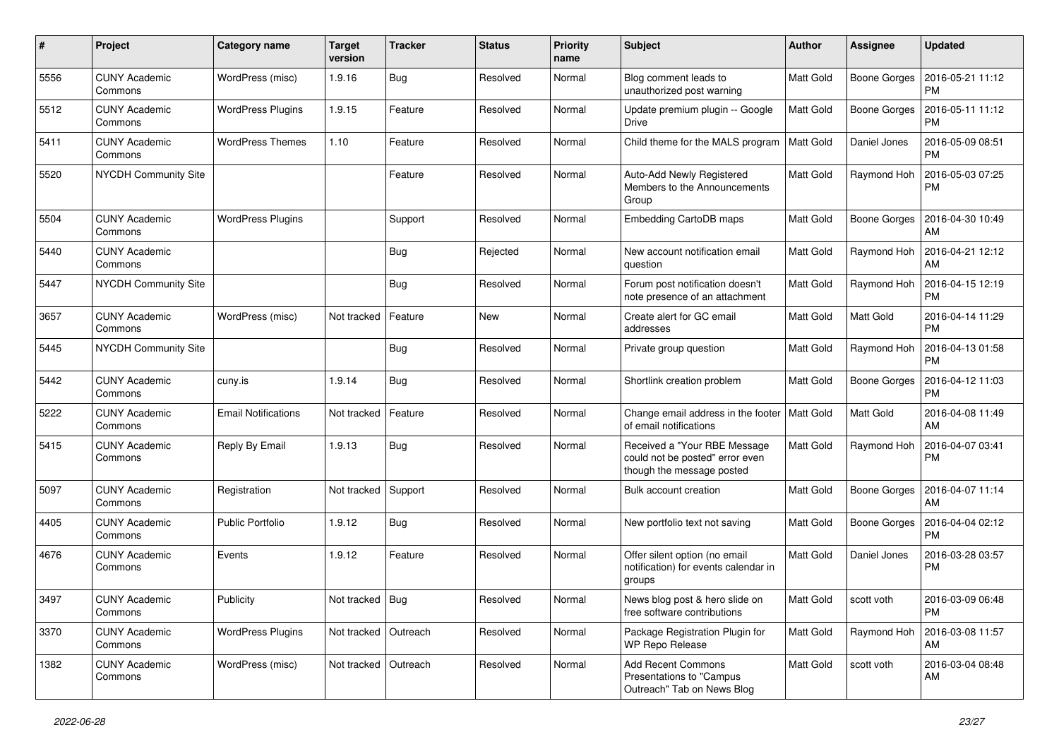| # | Project | Category name | Target version | Tracker | Status | Priority name | Subject | Author | Assignee | Updated |
|---|---|---|---|---|---|---|---|---|---|---|
| 5556 | CUNY Academic Commons | WordPress (misc) | 1.9.16 | Bug | Resolved | Normal | Blog comment leads to unauthorized post warning | Matt Gold | Boone Gorges | 2016-05-21 11:12 PM |
| 5512 | CUNY Academic Commons | WordPress Plugins | 1.9.15 | Feature | Resolved | Normal | Update premium plugin -- Google Drive | Matt Gold | Boone Gorges | 2016-05-11 11:12 PM |
| 5411 | CUNY Academic Commons | WordPress Themes | 1.10 | Feature | Resolved | Normal | Child theme for the MALS program | Matt Gold | Daniel Jones | 2016-05-09 08:51 PM |
| 5520 | NYCDH Community Site | | | Feature | Resolved | Normal | Auto-Add Newly Registered Members to the Announcements Group | Matt Gold | Raymond Hoh | 2016-05-03 07:25 PM |
| 5504 | CUNY Academic Commons | WordPress Plugins | | Support | Resolved | Normal | Embedding CartoDB maps | Matt Gold | Boone Gorges | 2016-04-30 10:49 AM |
| 5440 | CUNY Academic Commons | | | Bug | Rejected | Normal | New account notification email question | Matt Gold | Raymond Hoh | 2016-04-21 12:12 AM |
| 5447 | NYCDH Community Site | | | Bug | Resolved | Normal | Forum post notification doesn't note presence of an attachment | Matt Gold | Raymond Hoh | 2016-04-15 12:19 PM |
| 3657 | CUNY Academic Commons | WordPress (misc) | Not tracked | Feature | New | Normal | Create alert for GC email addresses | Matt Gold | Matt Gold | 2016-04-14 11:29 PM |
| 5445 | NYCDH Community Site | | | Bug | Resolved | Normal | Private group question | Matt Gold | Raymond Hoh | 2016-04-13 01:58 PM |
| 5442 | CUNY Academic Commons | cuny.is | 1.9.14 | Bug | Resolved | Normal | Shortlink creation problem | Matt Gold | Boone Gorges | 2016-04-12 11:03 PM |
| 5222 | CUNY Academic Commons | Email Notifications | Not tracked | Feature | Resolved | Normal | Change email address in the footer of email notifications | Matt Gold | Matt Gold | 2016-04-08 11:49 AM |
| 5415 | CUNY Academic Commons | Reply By Email | 1.9.13 | Bug | Resolved | Normal | Received a "Your RBE Message could not be posted" error even though the message posted | Matt Gold | Raymond Hoh | 2016-04-07 03:41 PM |
| 5097 | CUNY Academic Commons | Registration | Not tracked | Support | Resolved | Normal | Bulk account creation | Matt Gold | Boone Gorges | 2016-04-07 11:14 AM |
| 4405 | CUNY Academic Commons | Public Portfolio | 1.9.12 | Bug | Resolved | Normal | New portfolio text not saving | Matt Gold | Boone Gorges | 2016-04-04 02:12 PM |
| 4676 | CUNY Academic Commons | Events | 1.9.12 | Feature | Resolved | Normal | Offer silent option (no email notification) for events calendar in groups | Matt Gold | Daniel Jones | 2016-03-28 03:57 PM |
| 3497 | CUNY Academic Commons | Publicity | Not tracked | Bug | Resolved | Normal | News blog post & hero slide on free software contributions | Matt Gold | scott voth | 2016-03-09 06:48 PM |
| 3370 | CUNY Academic Commons | WordPress Plugins | Not tracked | Outreach | Resolved | Normal | Package Registration Plugin for WP Repo Release | Matt Gold | Raymond Hoh | 2016-03-08 11:57 AM |
| 1382 | CUNY Academic Commons | WordPress (misc) | Not tracked | Outreach | Resolved | Normal | Add Recent Commons Presentations to "Campus Outreach" Tab on News Blog | Matt Gold | scott voth | 2016-03-04 08:48 AM |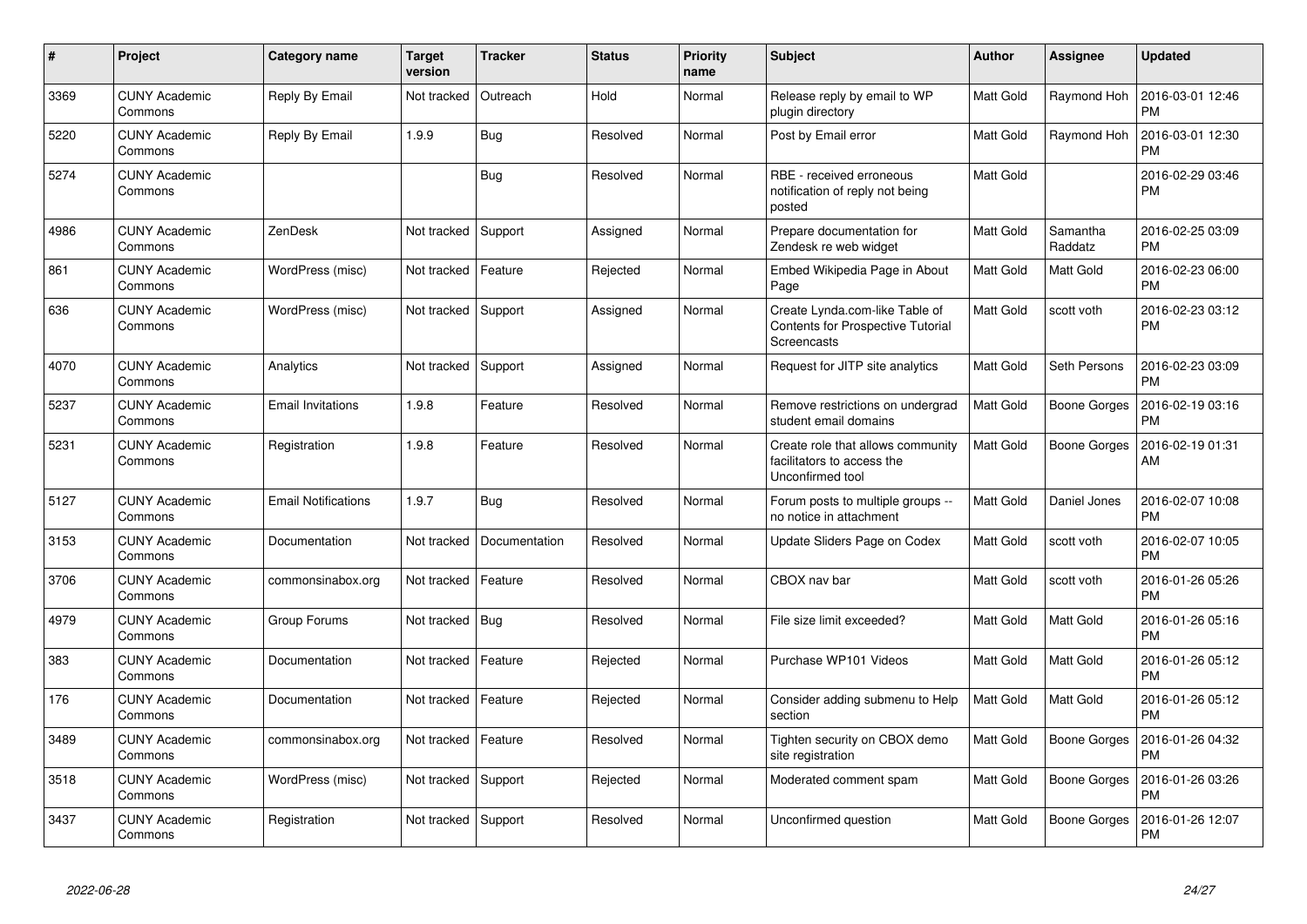| # | Project | Category name | Target version | Tracker | Status | Priority name | Subject | Author | Assignee | Updated |
|---|---|---|---|---|---|---|---|---|---|---|
| 3369 | CUNY Academic Commons | Reply By Email | Not tracked | Outreach | Hold | Normal | Release reply by email to WP plugin directory | Matt Gold | Raymond Hoh | 2016-03-01 12:46 PM |
| 5220 | CUNY Academic Commons | Reply By Email | 1.9.9 | Bug | Resolved | Normal | Post by Email error | Matt Gold | Raymond Hoh | 2016-03-01 12:30 PM |
| 5274 | CUNY Academic Commons | | | Bug | Resolved | Normal | RBE - received erroneous notification of reply not being posted | Matt Gold | | 2016-02-29 03:46 PM |
| 4986 | CUNY Academic Commons | ZenDesk | Not tracked | Support | Assigned | Normal | Prepare documentation for Zendesk re web widget | Matt Gold | Samantha Raddatz | 2016-02-25 03:09 PM |
| 861 | CUNY Academic Commons | WordPress (misc) | Not tracked | Feature | Rejected | Normal | Embed Wikipedia Page in About Page | Matt Gold | Matt Gold | 2016-02-23 06:00 PM |
| 636 | CUNY Academic Commons | WordPress (misc) | Not tracked | Support | Assigned | Normal | Create Lynda.com-like Table of Contents for Prospective Tutorial Screencasts | Matt Gold | scott voth | 2016-02-23 03:12 PM |
| 4070 | CUNY Academic Commons | Analytics | Not tracked | Support | Assigned | Normal | Request for JITP site analytics | Matt Gold | Seth Persons | 2016-02-23 03:09 PM |
| 5237 | CUNY Academic Commons | Email Invitations | 1.9.8 | Feature | Resolved | Normal | Remove restrictions on undergrad student email domains | Matt Gold | Boone Gorges | 2016-02-19 03:16 PM |
| 5231 | CUNY Academic Commons | Registration | 1.9.8 | Feature | Resolved | Normal | Create role that allows community facilitators to access the Unconfirmed tool | Matt Gold | Boone Gorges | 2016-02-19 01:31 AM |
| 5127 | CUNY Academic Commons | Email Notifications | 1.9.7 | Bug | Resolved | Normal | Forum posts to multiple groups -- no notice in attachment | Matt Gold | Daniel Jones | 2016-02-07 10:08 PM |
| 3153 | CUNY Academic Commons | Documentation | Not tracked | Documentation | Resolved | Normal | Update Sliders Page on Codex | Matt Gold | scott voth | 2016-02-07 10:05 PM |
| 3706 | CUNY Academic Commons | commonsinabox.org | Not tracked | Feature | Resolved | Normal | CBOX nav bar | Matt Gold | scott voth | 2016-01-26 05:26 PM |
| 4979 | CUNY Academic Commons | Group Forums | Not tracked | Bug | Resolved | Normal | File size limit exceeded? | Matt Gold | Matt Gold | 2016-01-26 05:16 PM |
| 383 | CUNY Academic Commons | Documentation | Not tracked | Feature | Rejected | Normal | Purchase WP101 Videos | Matt Gold | Matt Gold | 2016-01-26 05:12 PM |
| 176 | CUNY Academic Commons | Documentation | Not tracked | Feature | Rejected | Normal | Consider adding submenu to Help section | Matt Gold | Matt Gold | 2016-01-26 05:12 PM |
| 3489 | CUNY Academic Commons | commonsinabox.org | Not tracked | Feature | Resolved | Normal | Tighten security on CBOX demo site registration | Matt Gold | Boone Gorges | 2016-01-26 04:32 PM |
| 3518 | CUNY Academic Commons | WordPress (misc) | Not tracked | Support | Rejected | Normal | Moderated comment spam | Matt Gold | Boone Gorges | 2016-01-26 03:26 PM |
| 3437 | CUNY Academic Commons | Registration | Not tracked | Support | Resolved | Normal | Unconfirmed question | Matt Gold | Boone Gorges | 2016-01-26 12:07 PM |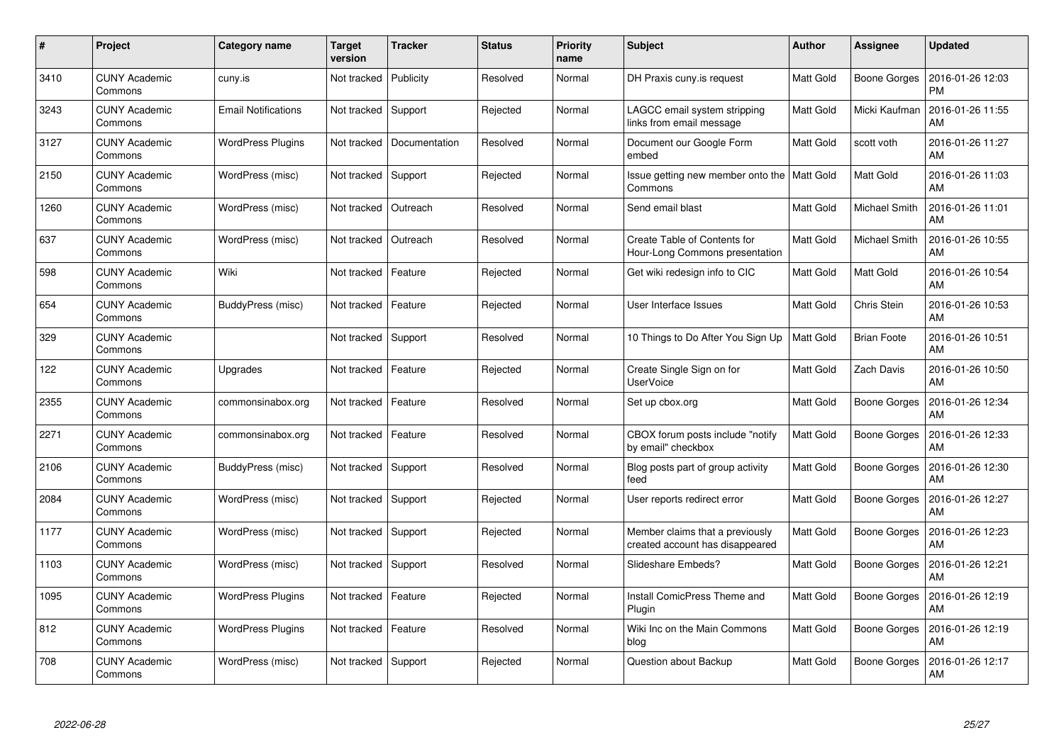| # | Project | Category name | Target version | Tracker | Status | Priority name | Subject | Author | Assignee | Updated |
|---|---|---|---|---|---|---|---|---|---|---|
| 3410 | CUNY Academic Commons | cuny.is | Not tracked | Publicity | Resolved | Normal | DH Praxis cuny.is request | Matt Gold | Boone Gorges | 2016-01-26 12:03 PM |
| 3243 | CUNY Academic Commons | Email Notifications | Not tracked | Support | Rejected | Normal | LAGCC email system stripping links from email message | Matt Gold | Micki Kaufman | 2016-01-26 11:55 AM |
| 3127 | CUNY Academic Commons | WordPress Plugins | Not tracked | Documentation | Resolved | Normal | Document our Google Form embed | Matt Gold | scott voth | 2016-01-26 11:27 AM |
| 2150 | CUNY Academic Commons | WordPress (misc) | Not tracked | Support | Rejected | Normal | Issue getting new member onto the Commons | Matt Gold | Matt Gold | 2016-01-26 11:03 AM |
| 1260 | CUNY Academic Commons | WordPress (misc) | Not tracked | Outreach | Resolved | Normal | Send email blast | Matt Gold | Michael Smith | 2016-01-26 11:01 AM |
| 637 | CUNY Academic Commons | WordPress (misc) | Not tracked | Outreach | Resolved | Normal | Create Table of Contents for Hour-Long Commons presentation | Matt Gold | Michael Smith | 2016-01-26 10:55 AM |
| 598 | CUNY Academic Commons | Wiki | Not tracked | Feature | Rejected | Normal | Get wiki redesign info to CIC | Matt Gold | Matt Gold | 2016-01-26 10:54 AM |
| 654 | CUNY Academic Commons | BuddyPress (misc) | Not tracked | Feature | Rejected | Normal | User Interface Issues | Matt Gold | Chris Stein | 2016-01-26 10:53 AM |
| 329 | CUNY Academic Commons | | Not tracked | Support | Resolved | Normal | 10 Things to Do After You Sign Up | Matt Gold | Brian Foote | 2016-01-26 10:51 AM |
| 122 | CUNY Academic Commons | Upgrades | Not tracked | Feature | Rejected | Normal | Create Single Sign on for UserVoice | Matt Gold | Zach Davis | 2016-01-26 10:50 AM |
| 2355 | CUNY Academic Commons | commonsinabox.org | Not tracked | Feature | Resolved | Normal | Set up cbox.org | Matt Gold | Boone Gorges | 2016-01-26 12:34 AM |
| 2271 | CUNY Academic Commons | commonsinabox.org | Not tracked | Feature | Resolved | Normal | CBOX forum posts include "notify by email" checkbox | Matt Gold | Boone Gorges | 2016-01-26 12:33 AM |
| 2106 | CUNY Academic Commons | BuddyPress (misc) | Not tracked | Support | Resolved | Normal | Blog posts part of group activity feed | Matt Gold | Boone Gorges | 2016-01-26 12:30 AM |
| 2084 | CUNY Academic Commons | WordPress (misc) | Not tracked | Support | Rejected | Normal | User reports redirect error | Matt Gold | Boone Gorges | 2016-01-26 12:27 AM |
| 1177 | CUNY Academic Commons | WordPress (misc) | Not tracked | Support | Rejected | Normal | Member claims that a previously created account has disappeared | Matt Gold | Boone Gorges | 2016-01-26 12:23 AM |
| 1103 | CUNY Academic Commons | WordPress (misc) | Not tracked | Support | Resolved | Normal | Slideshare Embeds? | Matt Gold | Boone Gorges | 2016-01-26 12:21 AM |
| 1095 | CUNY Academic Commons | WordPress Plugins | Not tracked | Feature | Rejected | Normal | Install ComicPress Theme and Plugin | Matt Gold | Boone Gorges | 2016-01-26 12:19 AM |
| 812 | CUNY Academic Commons | WordPress Plugins | Not tracked | Feature | Resolved | Normal | Wiki Inc on the Main Commons blog | Matt Gold | Boone Gorges | 2016-01-26 12:19 AM |
| 708 | CUNY Academic Commons | WordPress (misc) | Not tracked | Support | Rejected | Normal | Question about Backup | Matt Gold | Boone Gorges | 2016-01-26 12:17 AM |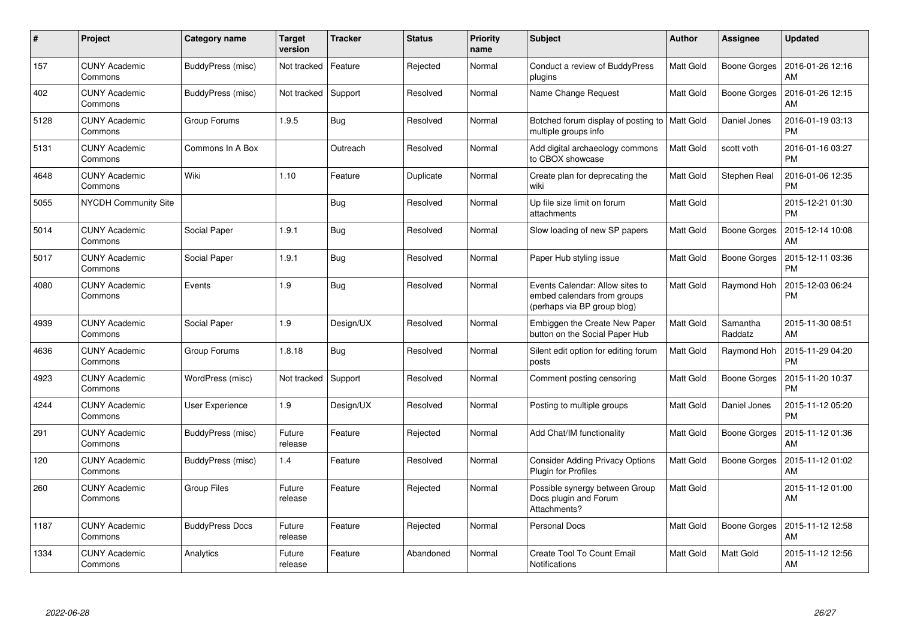| # | Project | Category name | Target version | Tracker | Status | Priority name | Subject | Author | Assignee | Updated |
|---|---|---|---|---|---|---|---|---|---|---|
| 157 | CUNY Academic Commons | BuddyPress (misc) | Not tracked | Feature | Rejected | Normal | Conduct a review of BuddyPress plugins | Matt Gold | Boone Gorges | 2016-01-26 12:16 AM |
| 402 | CUNY Academic Commons | BuddyPress (misc) | Not tracked | Support | Resolved | Normal | Name Change Request | Matt Gold | Boone Gorges | 2016-01-26 12:15 AM |
| 5128 | CUNY Academic Commons | Group Forums | 1.9.5 | Bug | Resolved | Normal | Botched forum display of posting to multiple groups info | Matt Gold | Daniel Jones | 2016-01-19 03:13 PM |
| 5131 | CUNY Academic Commons | Commons In A Box | | Outreach | Resolved | Normal | Add digital archaeology commons to CBOX showcase | Matt Gold | scott voth | 2016-01-16 03:27 PM |
| 4648 | CUNY Academic Commons | Wiki | 1.10 | Feature | Duplicate | Normal | Create plan for deprecating the wiki | Matt Gold | Stephen Real | 2016-01-06 12:35 PM |
| 5055 | NYCDH Community Site | | | Bug | Resolved | Normal | Up file size limit on forum attachments | Matt Gold | | 2015-12-21 01:30 PM |
| 5014 | CUNY Academic Commons | Social Paper | 1.9.1 | Bug | Resolved | Normal | Slow loading of new SP papers | Matt Gold | Boone Gorges | 2015-12-14 10:08 AM |
| 5017 | CUNY Academic Commons | Social Paper | 1.9.1 | Bug | Resolved | Normal | Paper Hub styling issue | Matt Gold | Boone Gorges | 2015-12-11 03:36 PM |
| 4080 | CUNY Academic Commons | Events | 1.9 | Bug | Resolved | Normal | Events Calendar: Allow sites to embed calendars from groups (perhaps via BP group blog) | Matt Gold | Raymond Hoh | 2015-12-03 06:24 PM |
| 4939 | CUNY Academic Commons | Social Paper | 1.9 | Design/UX | Resolved | Normal | Embiggen the Create New Paper button on the Social Paper Hub | Matt Gold | Samantha Raddatz | 2015-11-30 08:51 AM |
| 4636 | CUNY Academic Commons | Group Forums | 1.8.18 | Bug | Resolved | Normal | Silent edit option for editing forum posts | Matt Gold | Raymond Hoh | 2015-11-29 04:20 PM |
| 4923 | CUNY Academic Commons | WordPress (misc) | Not tracked | Support | Resolved | Normal | Comment posting censoring | Matt Gold | Boone Gorges | 2015-11-20 10:37 PM |
| 4244 | CUNY Academic Commons | User Experience | 1.9 | Design/UX | Resolved | Normal | Posting to multiple groups | Matt Gold | Daniel Jones | 2015-11-12 05:20 PM |
| 291 | CUNY Academic Commons | BuddyPress (misc) | Future release | Feature | Rejected | Normal | Add Chat/IM functionality | Matt Gold | Boone Gorges | 2015-11-12 01:36 AM |
| 120 | CUNY Academic Commons | BuddyPress (misc) | 1.4 | Feature | Resolved | Normal | Consider Adding Privacy Options Plugin for Profiles | Matt Gold | Boone Gorges | 2015-11-12 01:02 AM |
| 260 | CUNY Academic Commons | Group Files | Future release | Feature | Rejected | Normal | Possible synergy between Group Docs plugin and Forum Attachments? | Matt Gold | | 2015-11-12 01:00 AM |
| 1187 | CUNY Academic Commons | BuddyPress Docs | Future release | Feature | Rejected | Normal | Personal Docs | Matt Gold | Boone Gorges | 2015-11-12 12:58 AM |
| 1334 | CUNY Academic Commons | Analytics | Future release | Feature | Abandoned | Normal | Create Tool To Count Email Notifications | Matt Gold | Matt Gold | 2015-11-12 12:56 AM |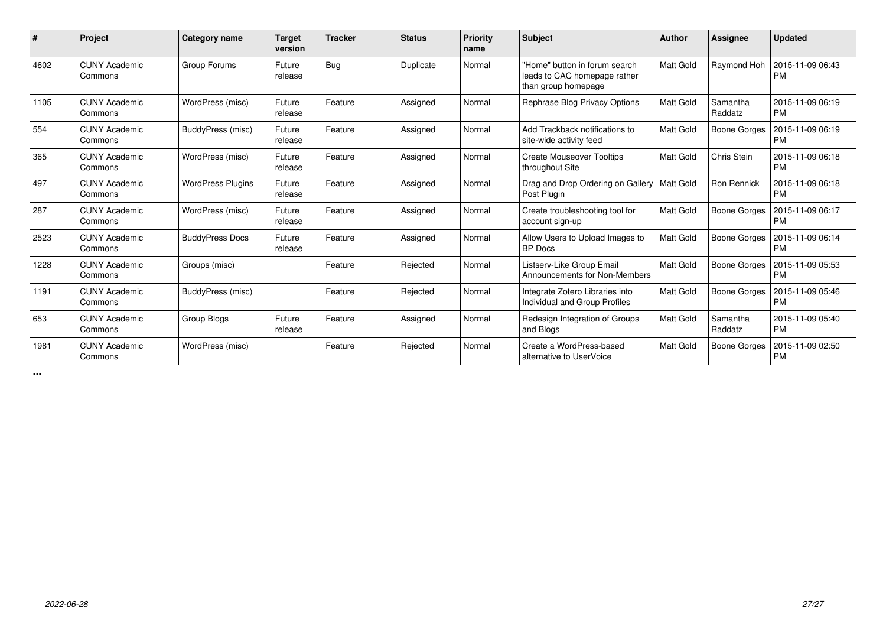| # | Project | Category name | Target version | Tracker | Status | Priority name | Subject | Author | Assignee | Updated |
| --- | --- | --- | --- | --- | --- | --- | --- | --- | --- | --- |
| 4602 | CUNY Academic Commons | Group Forums | Future release | Bug | Duplicate | Normal | "Home" button in forum search leads to CAC homepage rather than group homepage | Matt Gold | Raymond Hoh | 2015-11-09 06:43 PM |
| 1105 | CUNY Academic Commons | WordPress (misc) | Future release | Feature | Assigned | Normal | Rephrase Blog Privacy Options | Matt Gold | Samantha Raddatz | 2015-11-09 06:19 PM |
| 554 | CUNY Academic Commons | BuddyPress (misc) | Future release | Feature | Assigned | Normal | Add Trackback notifications to site-wide activity feed | Matt Gold | Boone Gorges | 2015-11-09 06:19 PM |
| 365 | CUNY Academic Commons | WordPress (misc) | Future release | Feature | Assigned | Normal | Create Mouseover Tooltips throughout Site | Matt Gold | Chris Stein | 2015-11-09 06:18 PM |
| 497 | CUNY Academic Commons | WordPress Plugins | Future release | Feature | Assigned | Normal | Drag and Drop Ordering on Gallery Post Plugin | Matt Gold | Ron Rennick | 2015-11-09 06:18 PM |
| 287 | CUNY Academic Commons | WordPress (misc) | Future release | Feature | Assigned | Normal | Create troubleshooting tool for account sign-up | Matt Gold | Boone Gorges | 2015-11-09 06:17 PM |
| 2523 | CUNY Academic Commons | BuddyPress Docs | Future release | Feature | Assigned | Normal | Allow Users to Upload Images to BP Docs | Matt Gold | Boone Gorges | 2015-11-09 06:14 PM |
| 1228 | CUNY Academic Commons | Groups (misc) | | Feature | Rejected | Normal | Listserv-Like Group Email Announcements for Non-Members | Matt Gold | Boone Gorges | 2015-11-09 05:53 PM |
| 1191 | CUNY Academic Commons | BuddyPress (misc) | | Feature | Rejected | Normal | Integrate Zotero Libraries into Individual and Group Profiles | Matt Gold | Boone Gorges | 2015-11-09 05:46 PM |
| 653 | CUNY Academic Commons | Group Blogs | Future release | Feature | Assigned | Normal | Redesign Integration of Groups and Blogs | Matt Gold | Samantha Raddatz | 2015-11-09 05:40 PM |
| 1981 | CUNY Academic Commons | WordPress (misc) | | Feature | Rejected | Normal | Create a WordPress-based alternative to UserVoice | Matt Gold | Boone Gorges | 2015-11-09 02:50 PM |

...